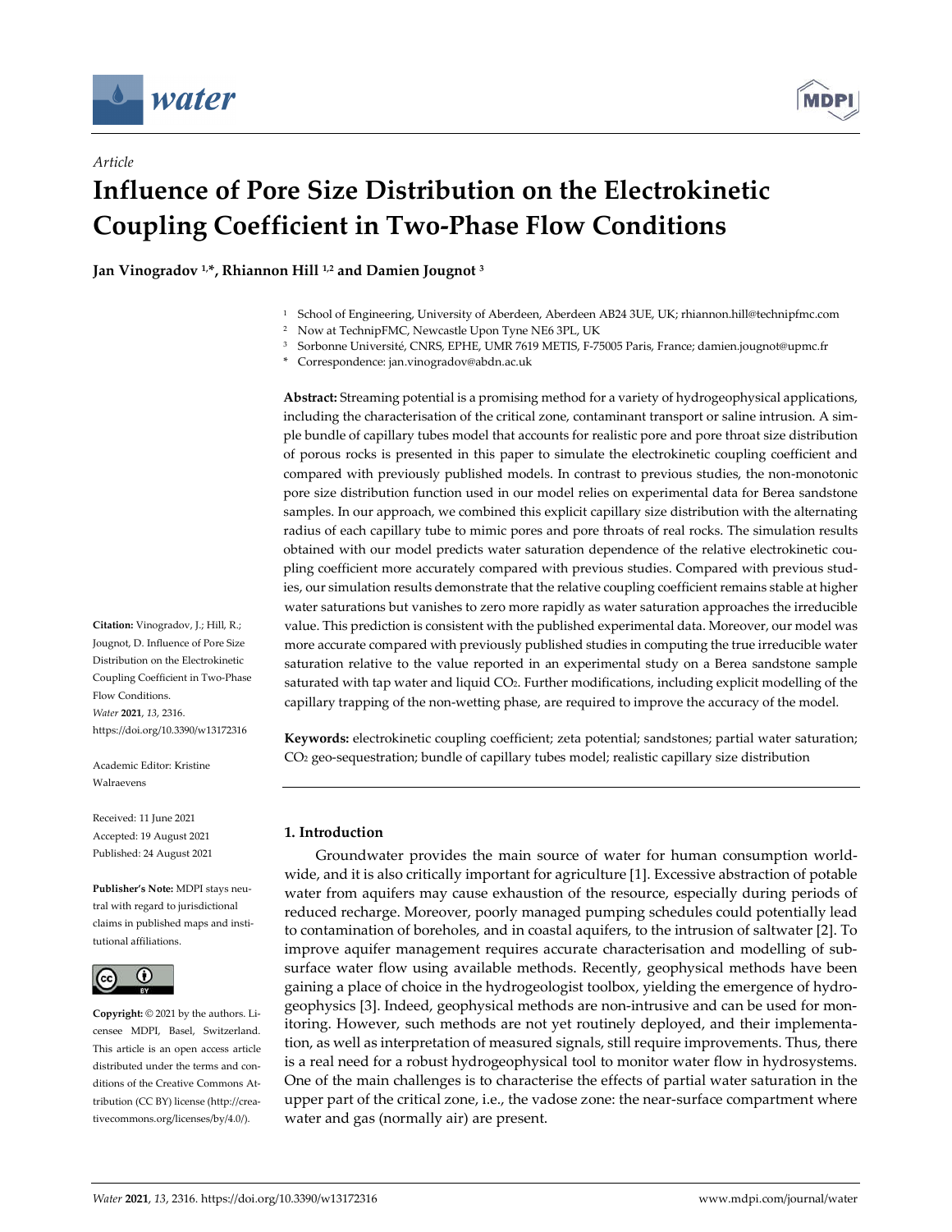*Article*

# Influence of Pore Size Distribution on the Electrokinetic Coupling Coefficient in Two-Phase Flow Conditions

**Jan Vinogradov [1,*], Rhiannon Hill [1,2] and Damien Jougnot [3]**

[1] School of Engineering, University of Aberdeen, Aberdeen AB24 3UE, UK; rhiannon.hill@technipfmc.com
[2] Now at TechnipFMC, Newcastle Upon Tyne NE6 3PL, UK
[3] Sorbonne Université, CNRS, EPHE, UMR 7619 METIS, F-75005 Paris, France; damien.jougnot@upmc.fr
\* Correspondence: jan.vinogradov@abdn.ac.uk

**Abstract:** Streaming potential is a promising method for a variety of hydrogeophysical applications, including the characterisation of the critical zone, contaminant transport or saline intrusion. A simple bundle of capillary tubes model that accounts for realistic pore and pore throat size distribution of porous rocks is presented in this paper to simulate the electrokinetic coupling coefficient and compared with previously published models. In contrast to previous studies, the non-monotonic pore size distribution function used in our model relies on experimental data for Berea sandstone samples. In our approach, we combined this explicit capillary size distribution with the alternating radius of each capillary tube to mimic pores and pore throats of real rocks. The simulation results obtained with our model predicts water saturation dependence of the relative electrokinetic coupling coefficient more accurately compared with previous studies. Compared with previous studies, our simulation results demonstrate that the relative coupling coefficient remains stable at higher water saturations but vanishes to zero more rapidly as water saturation approaches the irreducible value. This prediction is consistent with the published experimental data. Moreover, our model was more accurate compared with previously published studies in computing the true irreducible water saturation relative to the value reported in an experimental study on a Berea sandstone sample saturated with tap water and liquid $CO_2$. Further modifications, including explicit modelling of the capillary trapping of the non-wetting phase, are required to improve the accuracy of the model.

**Keywords:** electrokinetic coupling coefficient; zeta potential; sandstones; partial water saturation; $CO_2$ geo-sequestration; bundle of capillary tubes model; realistic capillary size distribution

**Citation:** Vinogradov, J.; Hill, R.; Jougnot, D. Influence of Pore Size Distribution on the Electrokinetic Coupling Coefficient in Two-Phase Flow Conditions. *Water* **2021**, *13*, 2316. https://doi.org/10.3390/w13172316

Academic Editor: Kristine Walraevens

Received: 11 June 2021
Accepted: 19 August 2021
Published: 24 August 2021

**Publisher's Note:** MDPI stays neutral with regard to jurisdictional claims in published maps and institutional affiliations.

**Copyright:** © 2021 by the authors. Licensee MDPI, Basel, Switzerland. This article is an open access article distributed under the terms and conditions of the Creative Commons Attribution (CC BY) license (http://creativecommons.org/licenses/by/4.0/).

## 1. Introduction

Groundwater provides the main source of water for human consumption worldwide, and it is also critically important for agriculture [1]. Excessive abstraction of potable water from aquifers may cause exhaustion of the resource, especially during periods of reduced recharge. Moreover, poorly managed pumping schedules could potentially lead to contamination of boreholes, and in coastal aquifers, to the intrusion of saltwater [2]. To improve aquifer management requires accurate characterisation and modelling of subsurface water flow using available methods. Recently, geophysical methods have been gaining a place of choice in the hydrogeologist toolbox, yielding the emergence of hydrogeophysics [3]. Indeed, geophysical methods are non-intrusive and can be used for monitoring. However, such methods are not yet routinely deployed, and their implementation, as well as interpretation of measured signals, still require improvements. Thus, there is a real need for a robust hydrogeophysical tool to monitor water flow in hydrosystems. One of the main challenges is to characterise the effects of partial water saturation in the upper part of the critical zone, i.e., the vadose zone: the near-surface compartment where water and gas (normally air) are present.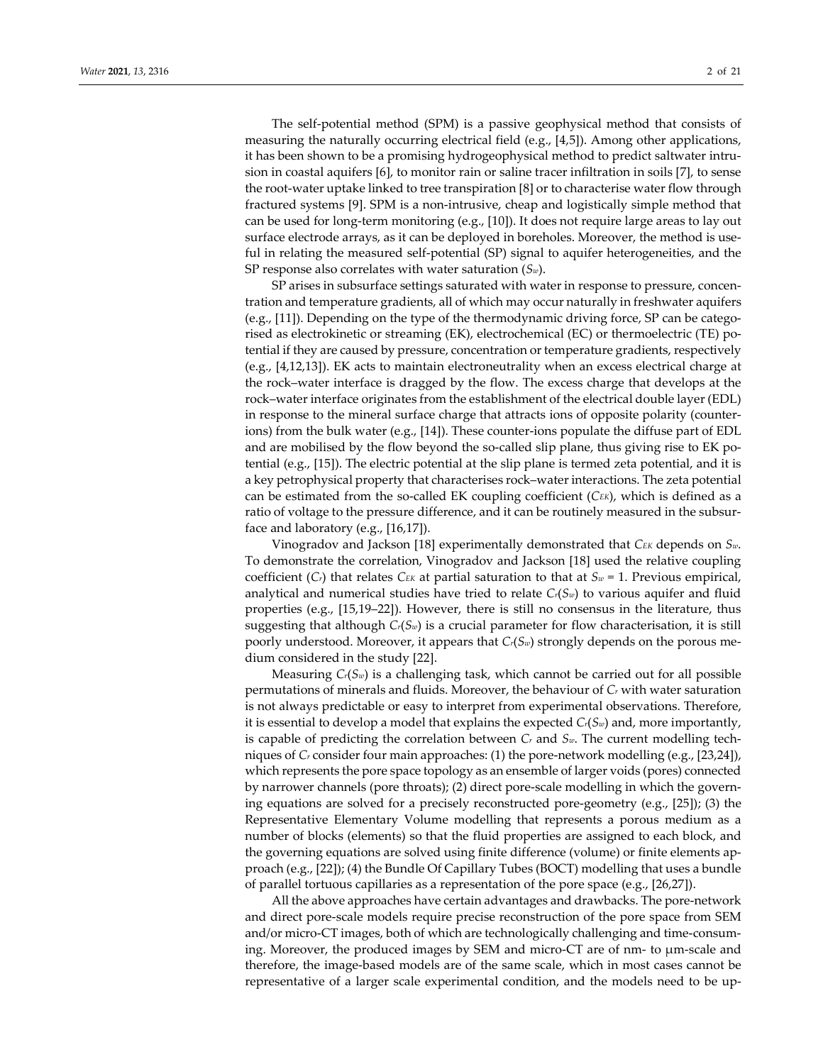The self-potential method (SPM) is a passive geophysical method that consists of measuring the naturally occurring electrical field (e.g., [4,5]). Among other applications, it has been shown to be a promising hydrogeophysical method to predict saltwater intrusion in coastal aquifers [6], to monitor rain or saline tracer infiltration in soils [7], to sense the root-water uptake linked to tree transpiration [8] or to characterise water flow through fractured systems [9]. SPM is a non-intrusive, cheap and logistically simple method that can be used for long-term monitoring (e.g., [10]). It does not require large areas to lay out surface electrode arrays, as it can be deployed in boreholes. Moreover, the method is useful in relating the measured self-potential (SP) signal to aquifer heterogeneities, and the SP response also correlates with water saturation ($S_w$).

SP arises in subsurface settings saturated with water in response to pressure, concentration and temperature gradients, all of which may occur naturally in freshwater aquifers (e.g., [11]). Depending on the type of the thermodynamic driving force, SP can be categorised as electrokinetic or streaming (EK), electrochemical (EC) or thermoelectric (TE) potential if they are caused by pressure, concentration or temperature gradients, respectively (e.g., [4,12,13]). EK acts to maintain electroneutrality when an excess electrical charge at the rock–water interface is dragged by the flow. The excess charge that develops at the rock–water interface originates from the establishment of the electrical double layer (EDL) in response to the mineral surface charge that attracts ions of opposite polarity (counter-ions) from the bulk water (e.g., [14]). These counter-ions populate the diffuse part of EDL and are mobilised by the flow beyond the so-called slip plane, thus giving rise to EK potential (e.g., [15]). The electric potential at the slip plane is termed zeta potential, and it is a key petrophysical property that characterises rock–water interactions. The zeta potential can be estimated from the so-called EK coupling coefficient ($C_{EK}$), which is defined as a ratio of voltage to the pressure difference, and it can be routinely measured in the subsurface and laboratory (e.g., [16,17]).

Vinogradov and Jackson [18] experimentally demonstrated that $C_{EK}$ depends on $S_w$. To demonstrate the correlation, Vinogradov and Jackson [18] used the relative coupling coefficient ($C_r$) that relates $C_{EK}$ at partial saturation to that at $S_w = 1$. Previous empirical, analytical and numerical studies have tried to relate $C_r(S_w)$ to various aquifer and fluid properties (e.g., [15,19–22]). However, there is still no consensus in the literature, thus suggesting that although $C_r(S_w)$ is a crucial parameter for flow characterisation, it is still poorly understood. Moreover, it appears that $C_r(S_w)$ strongly depends on the porous medium considered in the study [22].

Measuring $C_r(S_w)$ is a challenging task, which cannot be carried out for all possible permutations of minerals and fluids. Moreover, the behaviour of $C_r$ with water saturation is not always predictable or easy to interpret from experimental observations. Therefore, it is essential to develop a model that explains the expected $C_r(S_w)$ and, more importantly, is capable of predicting the correlation between $C_r$ and $S_w$. The current modelling techniques of $C_r$ consider four main approaches: (1) the pore-network modelling (e.g., [23,24]), which represents the pore space topology as an ensemble of larger voids (pores) connected by narrower channels (pore throats); (2) direct pore-scale modelling in which the governing equations are solved for a precisely reconstructed pore-geometry (e.g., [25]); (3) the Representative Elementary Volume modelling that represents a porous medium as a number of blocks (elements) so that the fluid properties are assigned to each block, and the governing equations are solved using finite difference (volume) or finite elements approach (e.g., [22]); (4) the Bundle Of Capillary Tubes (BOCT) modelling that uses a bundle of parallel tortuous capillaries as a representation of the pore space (e.g., [26,27]).

All the above approaches have certain advantages and drawbacks. The pore-network and direct pore-scale models require precise reconstruction of the pore space from SEM and/or micro-CT images, both of which are technologically challenging and time-consuming. Moreover, the produced images by SEM and micro-CT are of nm- to μm-scale and therefore, the image-based models are of the same scale, which in most cases cannot be representative of a larger scale experimental condition, and the models need to be up-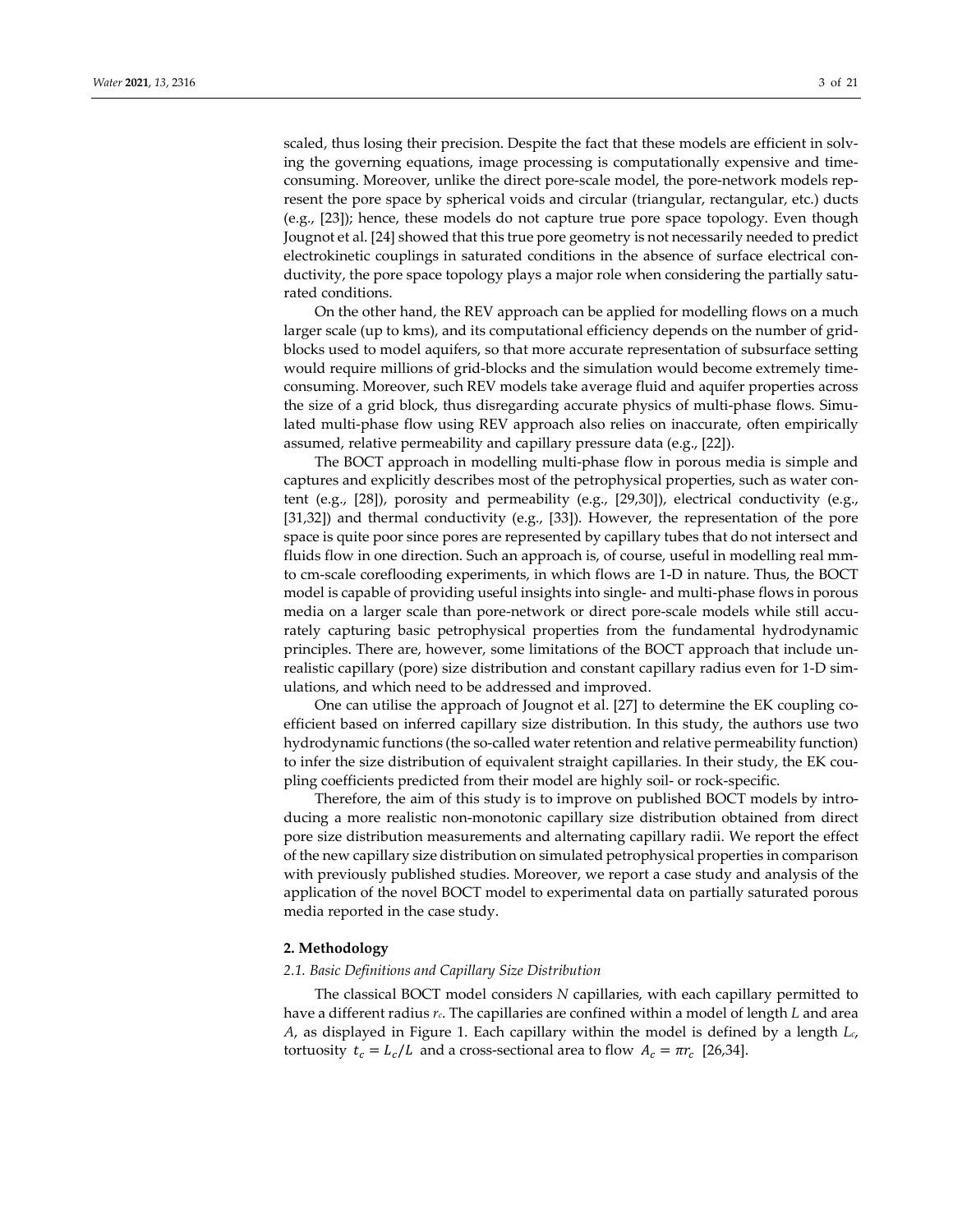scaled, thus losing their precision. Despite the fact that these models are efficient in solving the governing equations, image processing is computationally expensive and time-consuming. Moreover, unlike the direct pore-scale model, the pore-network models represent the pore space by spherical voids and circular (triangular, rectangular, etc.) ducts (e.g., [23]); hence, these models do not capture true pore space topology. Even though Jougnot et al. [24] showed that this true pore geometry is not necessarily needed to predict electrokinetic couplings in saturated conditions in the absence of surface electrical conductivity, the pore space topology plays a major role when considering the partially saturated conditions.

On the other hand, the REV approach can be applied for modelling flows on a much larger scale (up to kms), and its computational efficiency depends on the number of grid-blocks used to model aquifers, so that more accurate representation of subsurface setting would require millions of grid-blocks and the simulation would become extremely time-consuming. Moreover, such REV models take average fluid and aquifer properties across the size of a grid block, thus disregarding accurate physics of multi-phase flows. Simulated multi-phase flow using REV approach also relies on inaccurate, often empirically assumed, relative permeability and capillary pressure data (e.g., [22]).

The BOCT approach in modelling multi-phase flow in porous media is simple and captures and explicitly describes most of the petrophysical properties, such as water content (e.g., [28]), porosity and permeability (e.g., [29,30]), electrical conductivity (e.g., [31,32]) and thermal conductivity (e.g., [33]). However, the representation of the pore space is quite poor since pores are represented by capillary tubes that do not intersect and fluids flow in one direction. Such an approach is, of course, useful in modelling real mm- to cm-scale coreflooding experiments, in which flows are 1-D in nature. Thus, the BOCT model is capable of providing useful insights into single- and multi-phase flows in porous media on a larger scale than pore-network or direct pore-scale models while still accurately capturing basic petrophysical properties from the fundamental hydrodynamic principles. There are, however, some limitations of the BOCT approach that include unrealistic capillary (pore) size distribution and constant capillary radius even for 1-D simulations, and which need to be addressed and improved.

One can utilise the approach of Jougnot et al. [27] to determine the EK coupling coefficient based on inferred capillary size distribution. In this study, the authors use two hydrodynamic functions (the so-called water retention and relative permeability function) to infer the size distribution of equivalent straight capillaries. In their study, the EK coupling coefficients predicted from their model are highly soil- or rock-specific.

Therefore, the aim of this study is to improve on published BOCT models by introducing a more realistic non-monotonic capillary size distribution obtained from direct pore size distribution measurements and alternating capillary radii. We report the effect of the new capillary size distribution on simulated petrophysical properties in comparison with previously published studies. Moreover, we report a case study and analysis of the application of the novel BOCT model to experimental data on partially saturated porous media reported in the case study.

## 2. Methodology

### *2.1. Basic Definitions and Capillary Size Distribution*

The classical BOCT model considers *N* capillaries, with each capillary permitted to have a different radius $r_c$. The capillaries are confined within a model of length *L* and area *A*, as displayed in Figure 1. Each capillary within the model is defined by a length $L_c$, tortuosity $t_c = L_c/L$ and a cross-sectional area to flow $A_c = \pi r_c$ [26,34].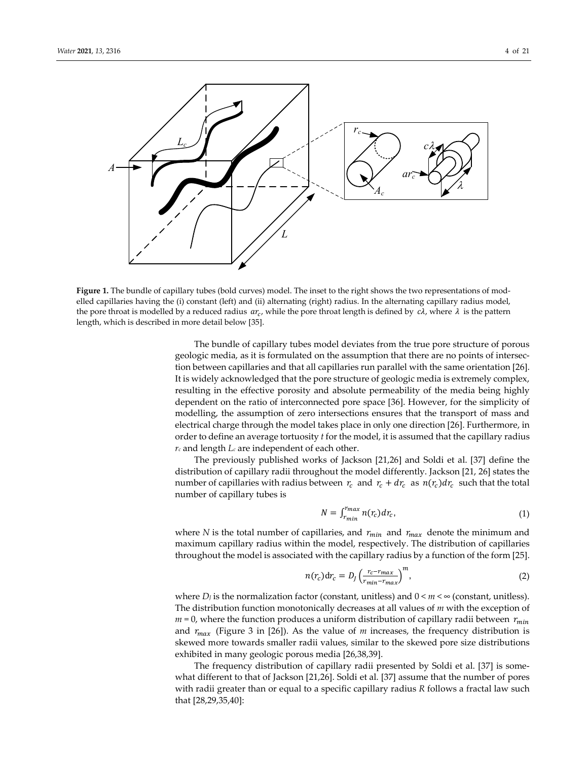**Figure 1.** The bundle of capillary tubes (bold curves) model. The inset to the right shows the two representations of modelled capillaries having the (i) constant (left) and (ii) alternating (right) radius. In the alternating capillary radius model, the pore throat is modelled by a reduced radius $ar_c$, while the pore throat length is defined by $c\lambda$, where $\lambda$ is the pattern length, which is described in more detail below [35].

The bundle of capillary tubes model deviates from the true pore structure of porous geologic media, as it is formulated on the assumption that there are no points of intersection between capillaries and that all capillaries run parallel with the same orientation [26]. It is widely acknowledged that the pore structure of geologic media is extremely complex, resulting in the effective porosity and absolute permeability of the media being highly dependent on the ratio of interconnected pore space [36]. However, for the simplicity of modelling, the assumption of zero intersections ensures that the transport of mass and electrical charge through the model takes place in only one direction [26]. Furthermore, in order to define an average tortuosity *t* for the model, it is assumed that the capillary radius $r_c$ and length $L_c$ are independent of each other.

The previously published works of Jackson [21,26] and Soldi et al. [37] define the distribution of capillary radii throughout the model differently. Jackson [21, 26] states the number of capillaries with radius between $r_c$ and $r_c + dr_c$ as $n(r_c)dr_c$ such that the total number of capillary tubes is

$$N = \int_{r_{min}}^{r_{max}} n(r_c)dr_c, \tag{1}$$

where *N* is the total number of capillaries, and $r_{min}$ and $r_{max}$ denote the minimum and maximum capillary radius within the model, respectively. The distribution of capillaries throughout the model is associated with the capillary radius by a function of the form [25].

$$n(r_c)\mathrm{d}r_c = D_J\left(\frac{r_c - r_{max}}{r_{min} - r_{max}}\right)^m, \tag{2}$$

where $D_J$ is the normalization factor (constant, unitless) and $0 < m < \infty$ (constant, unitless). The distribution function monotonically decreases at all values of *m* with the exception of $m = 0$, where the function produces a uniform distribution of capillary radii between $r_{min}$ and $r_{max}$ (Figure 3 in [26]). As the value of *m* increases, the frequency distribution is skewed more towards smaller radii values, similar to the skewed pore size distributions exhibited in many geologic porous media [26,38,39].

The frequency distribution of capillary radii presented by Soldi et al. [37] is somewhat different to that of Jackson [21,26]. Soldi et al. [37] assume that the number of pores with radii greater than or equal to a specific capillary radius *R* follows a fractal law such that [28,29,35,40]: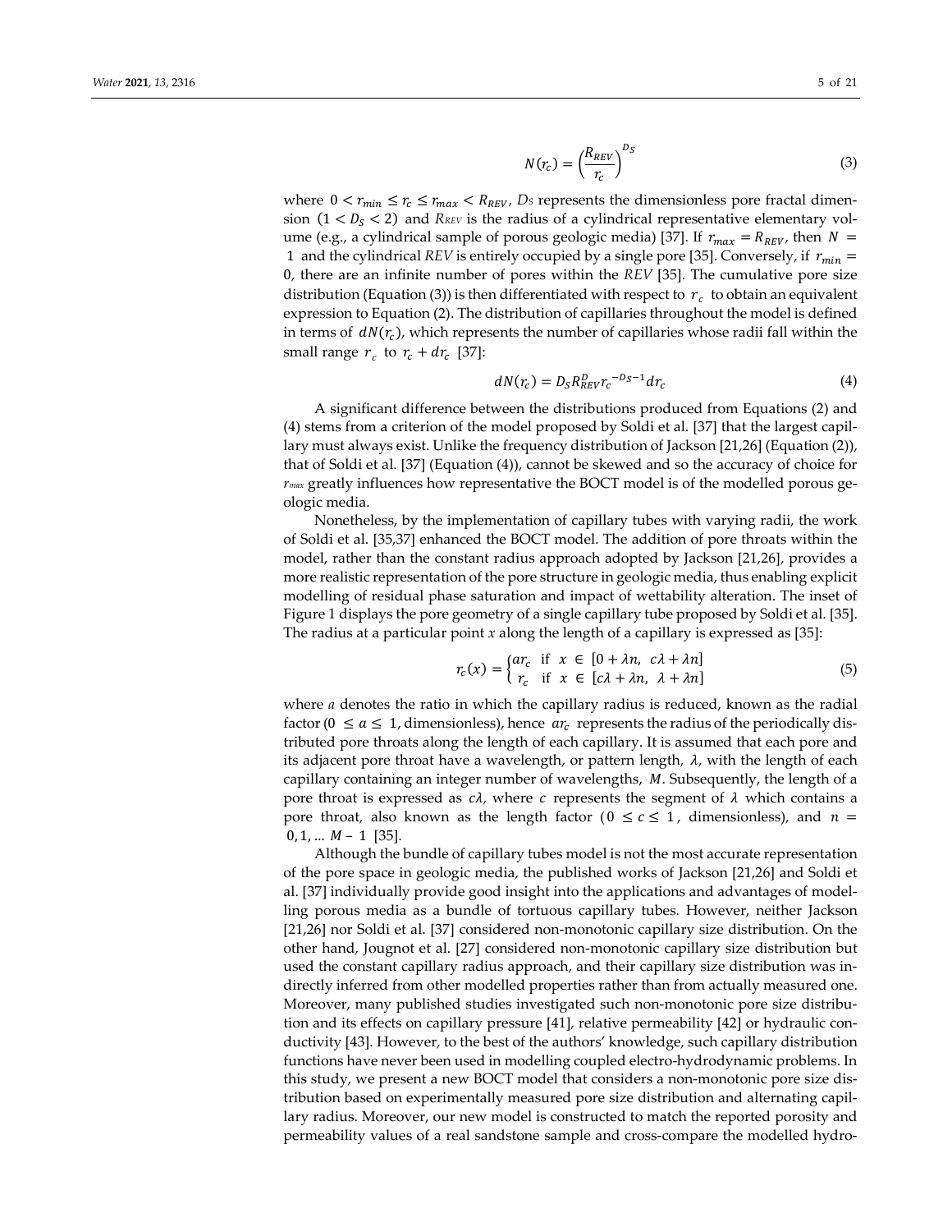$$N(r_c) = \left(\frac{R_{REV}}{r_c}\right)^{D_S} \tag{3}$$

where $0 < r_{min} \leq r_c \leq r_{max} < R_{REV}$, $D_S$ represents the dimensionless pore fractal dimension $(1 < D_S < 2)$ and $R_{REV}$ is the radius of a cylindrical representative elementary volume (e.g., a cylindrical sample of porous geologic media) [37]. If $r_{max} = R_{REV}$, then $N = 1$ and the cylindrical *REV* is entirely occupied by a single pore [35]. Conversely, if $r_{min} = 0$, there are an infinite number of pores within the *REV* [35]. The cumulative pore size distribution (Equation (3)) is then differentiated with respect to $r_c$ to obtain an equivalent expression to Equation (2). The distribution of capillaries throughout the model is defined in terms of $dN(r_c)$, which represents the number of capillaries whose radii fall within the small range $r_c$ to $r_c + dr_c$ [37]:

$$dN(r_c) = D_S R_{REV}^{D} r_c^{-D_S-1} dr_c \tag{4}$$

A significant difference between the distributions produced from Equations (2) and (4) stems from a criterion of the model proposed by Soldi et al. [37] that the largest capillary must always exist. Unlike the frequency distribution of Jackson [21,26] (Equation (2)), that of Soldi et al. [37] (Equation (4)), cannot be skewed and so the accuracy of choice for $r_{max}$ greatly influences how representative the BOCT model is of the modelled porous geologic media.

Nonetheless, by the implementation of capillary tubes with varying radii, the work of Soldi et al. [35,37] enhanced the BOCT model. The addition of pore throats within the model, rather than the constant radius approach adopted by Jackson [21,26], provides a more realistic representation of the pore structure in geologic media, thus enabling explicit modelling of residual phase saturation and impact of wettability alteration. The inset of Figure 1 displays the pore geometry of a single capillary tube proposed by Soldi et al. [35]. The radius at a particular point *x* along the length of a capillary is expressed as [35]:

$$r_c(x) = \begin{cases} ar_c & \text{if } x \in [0 + \lambda n,\ c\lambda + \lambda n] \\ r_c & \text{if } x \in [c\lambda + \lambda n,\ \lambda + \lambda n] \end{cases} \tag{5}$$

where $a$ denotes the ratio in which the capillary radius is reduced, known as the radial factor ($0 \leq a \leq 1$, dimensionless), hence $ar_c$ represents the radius of the periodically distributed pore throats along the length of each capillary. It is assumed that each pore and its adjacent pore throat have a wavelength, or pattern length, $\lambda$, with the length of each capillary containing an integer number of wavelengths, $M$. Subsequently, the length of a pore throat is expressed as $c\lambda$, where $c$ represents the segment of $\lambda$ which contains a pore throat, also known as the length factor ($0 \leq c \leq 1$, dimensionless), and $n = 0, 1, \ldots M - 1$ [35].

Although the bundle of capillary tubes model is not the most accurate representation of the pore space in geologic media, the published works of Jackson [21,26] and Soldi et al. [37] individually provide good insight into the applications and advantages of modelling porous media as a bundle of tortuous capillary tubes. However, neither Jackson [21,26] nor Soldi et al. [37] considered non-monotonic capillary size distribution. On the other hand, Jougnot et al. [27] considered non-monotonic capillary size distribution but used the constant capillary radius approach, and their capillary size distribution was indirectly inferred from other modelled properties rather than from actually measured one. Moreover, many published studies investigated such non-monotonic pore size distribution and its effects on capillary pressure [41], relative permeability [42] or hydraulic conductivity [43]. However, to the best of the authors' knowledge, such capillary distribution functions have never been used in modelling coupled electro-hydrodynamic problems. In this study, we present a new BOCT model that considers a non-monotonic pore size distribution based on experimentally measured pore size distribution and alternating capillary radius. Moreover, our new model is constructed to match the reported porosity and permeability values of a real sandstone sample and cross-compare the modelled hydro-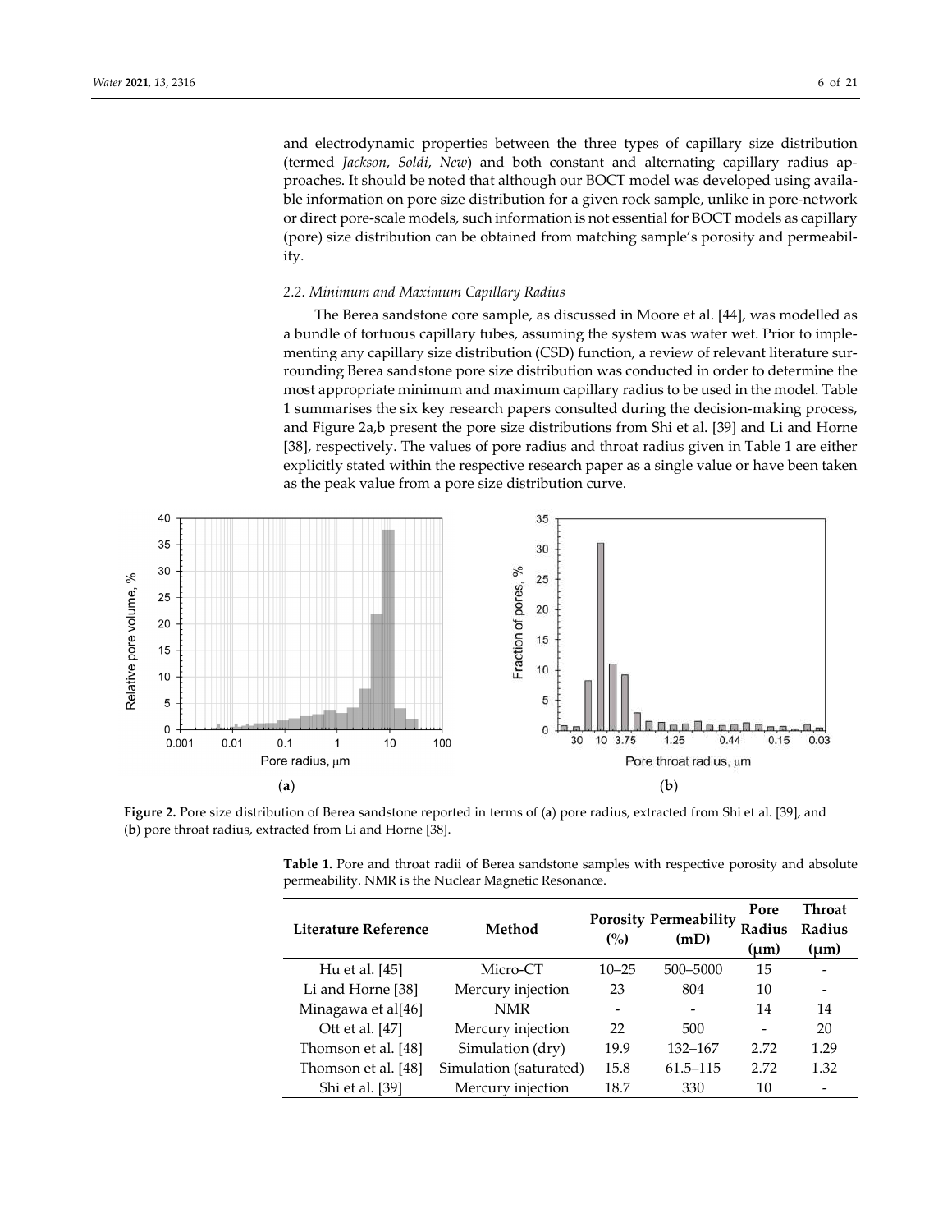and electrodynamic properties between the three types of capillary size distribution (termed *Jackson*, *Soldi*, *New*) and both constant and alternating capillary radius approaches. It should be noted that although our BOCT model was developed using available information on pore size distribution for a given rock sample, unlike in pore-network or direct pore-scale models, such information is not essential for BOCT models as capillary (pore) size distribution can be obtained from matching sample's porosity and permeability.

### *2.2. Minimum and Maximum Capillary Radius*

The Berea sandstone core sample, as discussed in Moore et al. [44], was modelled as a bundle of tortuous capillary tubes, assuming the system was water wet. Prior to implementing any capillary size distribution (CSD) function, a review of relevant literature surrounding Berea sandstone pore size distribution was conducted in order to determine the most appropriate minimum and maximum capillary radius to be used in the model. Table 1 summarises the six key research papers consulted during the decision-making process, and Figure 2a,b present the pore size distributions from Shi et al. [39] and Li and Horne [38], respectively. The values of pore radius and throat radius given in Table 1 are either explicitly stated within the respective research paper as a single value or have been taken as the peak value from a pore size distribution curve.

**Figure 2.** Pore size distribution of Berea sandstone reported in terms of (**a**) pore radius, extracted from Shi et al. [39], and (**b**) pore throat radius, extracted from Li and Horne [38].

**Table 1.** Pore and throat radii of Berea sandstone samples with respective porosity and absolute permeability. NMR is the Nuclear Magnetic Resonance.

| Literature Reference | Method | Porosity (%) | Permeability (mD) | Pore Radius (μm) | Throat Radius (μm) |
|---|---|---|---|---|---|
| Hu et al. [45] | Micro-CT | 10–25 | 500–5000 | 15 | - |
| Li and Horne [38] | Mercury injection | 23 | 804 | 10 | - |
| Minagawa et al[46] | NMR | - | - | 14 | 14 |
| Ott et al. [47] | Mercury injection | 22 | 500 | - | 20 |
| Thomson et al. [48] | Simulation (dry) | 19.9 | 132–167 | 2.72 | 1.29 |
| Thomson et al. [48] | Simulation (saturated) | 15.8 | 61.5–115 | 2.72 | 1.32 |
| Shi et al. [39] | Mercury injection | 18.7 | 330 | 10 | - |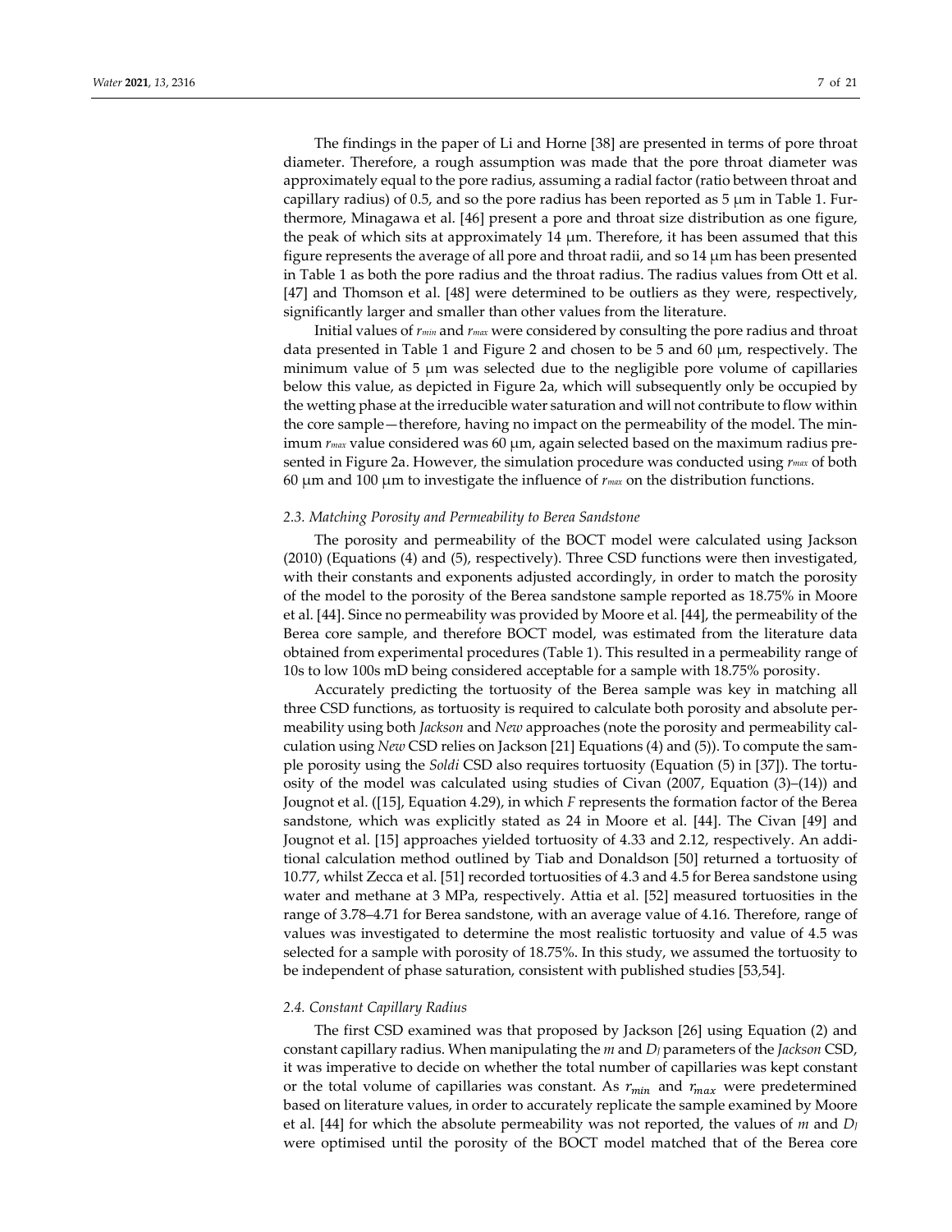The findings in the paper of Li and Horne [38] are presented in terms of pore throat diameter. Therefore, a rough assumption was made that the pore throat diameter was approximately equal to the pore radius, assuming a radial factor (ratio between throat and capillary radius) of 0.5, and so the pore radius has been reported as 5 μm in Table 1. Furthermore, Minagawa et al. [46] present a pore and throat size distribution as one figure, the peak of which sits at approximately 14 μm. Therefore, it has been assumed that this figure represents the average of all pore and throat radii, and so 14 μm has been presented in Table 1 as both the pore radius and the throat radius. The radius values from Ott et al. [47] and Thomson et al. [48] were determined to be outliers as they were, respectively, significantly larger and smaller than other values from the literature.

Initial values of $r_{min}$ and $r_{max}$ were considered by consulting the pore radius and throat data presented in Table 1 and Figure 2 and chosen to be 5 and 60 μm, respectively. The minimum value of 5 μm was selected due to the negligible pore volume of capillaries below this value, as depicted in Figure 2a, which will subsequently only be occupied by the wetting phase at the irreducible water saturation and will not contribute to flow within the core sample—therefore, having no impact on the permeability of the model. The minimum $r_{max}$ value considered was 60 μm, again selected based on the maximum radius presented in Figure 2a. However, the simulation procedure was conducted using $r_{max}$ of both 60 μm and 100 μm to investigate the influence of $r_{max}$ on the distribution functions.

### 2.3. Matching Porosity and Permeability to Berea Sandstone

The porosity and permeability of the BOCT model were calculated using Jackson (2010) (Equations (4) and (5), respectively). Three CSD functions were then investigated, with their constants and exponents adjusted accordingly, in order to match the porosity of the model to the porosity of the Berea sandstone sample reported as 18.75% in Moore et al. [44]. Since no permeability was provided by Moore et al. [44], the permeability of the Berea core sample, and therefore BOCT model, was estimated from the literature data obtained from experimental procedures (Table 1). This resulted in a permeability range of 10s to low 100s mD being considered acceptable for a sample with 18.75% porosity.

Accurately predicting the tortuosity of the Berea sample was key in matching all three CSD functions, as tortuosity is required to calculate both porosity and absolute permeability using both *Jackson* and *New* approaches (note the porosity and permeability calculation using *New* CSD relies on Jackson [21] Equations (4) and (5)). To compute the sample porosity using the *Soldi* CSD also requires tortuosity (Equation (5) in [37]). The tortuosity of the model was calculated using studies of Civan (2007, Equation (3)–(14)) and Jougnot et al. ([15], Equation 4.29), in which *F* represents the formation factor of the Berea sandstone, which was explicitly stated as 24 in Moore et al. [44]. The Civan [49] and Jougnot et al. [15] approaches yielded tortuosity of 4.33 and 2.12, respectively. An additional calculation method outlined by Tiab and Donaldson [50] returned a tortuosity of 10.77, whilst Zecca et al. [51] recorded tortuosities of 4.3 and 4.5 for Berea sandstone using water and methane at 3 MPa, respectively. Attia et al. [52] measured tortuosities in the range of 3.78–4.71 for Berea sandstone, with an average value of 4.16. Therefore, range of values was investigated to determine the most realistic tortuosity and value of 4.5 was selected for a sample with porosity of 18.75%. In this study, we assumed the tortuosity to be independent of phase saturation, consistent with published studies [53,54].

### 2.4. Constant Capillary Radius

The first CSD examined was that proposed by Jackson [26] using Equation (2) and constant capillary radius. When manipulating the $m$ and $D_J$ parameters of the *Jackson* CSD, it was imperative to decide on whether the total number of capillaries was kept constant or the total volume of capillaries was constant. As $r_{min}$ and $r_{max}$ were predetermined based on literature values, in order to accurately replicate the sample examined by Moore et al. [44] for which the absolute permeability was not reported, the values of $m$ and $D_J$ were optimised until the porosity of the BOCT model matched that of the Berea core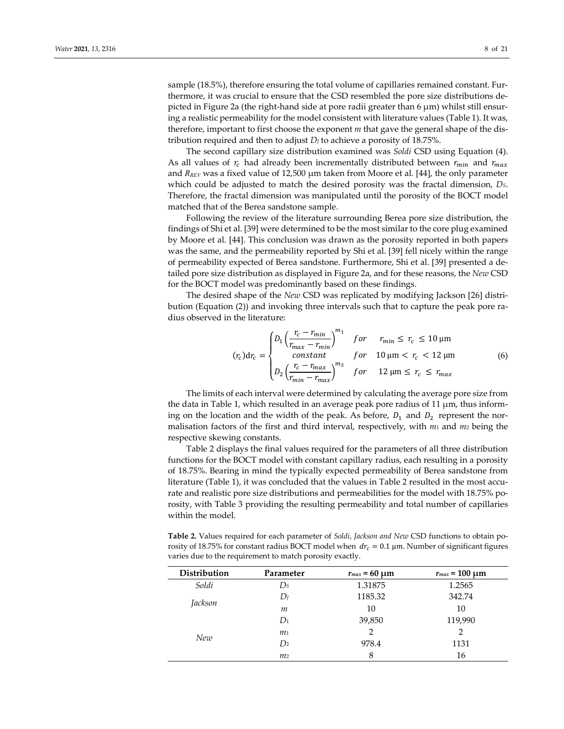sample (18.5%), therefore ensuring the total volume of capillaries remained constant. Furthermore, it was crucial to ensure that the CSD resembled the pore size distributions depicted in Figure 2a (the right-hand side at pore radii greater than 6 μm) whilst still ensuring a realistic permeability for the model consistent with literature values (Table 1). It was, therefore, important to first choose the exponent $m$ that gave the general shape of the distribution required and then to adjust $D_J$ to achieve a porosity of 18.75%.

The second capillary size distribution examined was *Soldi* CSD using Equation (4). As all values of $r_c$ had already been incrementally distributed between $r_{min}$ and $r_{max}$ and $R_{REV}$ was a fixed value of 12,500 μm taken from Moore et al. [44], the only parameter which could be adjusted to match the desired porosity was the fractal dimension, $D_S$. Therefore, the fractal dimension was manipulated until the porosity of the BOCT model matched that of the Berea sandstone sample.

Following the review of the literature surrounding Berea pore size distribution, the findings of Shi et al. [39] were determined to be the most similar to the core plug examined by Moore et al. [44]. This conclusion was drawn as the porosity reported in both papers was the same, and the permeability reported by Shi et al. [39] fell nicely within the range of permeability expected of Berea sandstone. Furthermore, Shi et al. [39] presented a detailed pore size distribution as displayed in Figure 2a, and for these reasons, the *New* CSD for the BOCT model was predominantly based on these findings.

The desired shape of the *New* CSD was replicated by modifying Jackson [26] distribution (Equation (2)) and invoking three intervals such that to capture the peak pore radius observed in the literature:

$$(r_c)\mathrm{d}r_c = \begin{cases} D_1\left(\dfrac{r_c - r_{min}}{r_{max} - r_{min}}\right)^{m_1} & for \quad r_{min} \leq r_c \leq 10\ \mu\mathrm{m} \\ constant & for \quad 10\ \mu\mathrm{m} < r_c < 12\ \mu\mathrm{m} \\ D_2\left(\dfrac{r_c - r_{max}}{r_{min} - r_{max}}\right)^{m_2} & for \quad 12\ \mu\mathrm{m} \leq r_c \leq r_{max} \end{cases} \tag{6}$$

The limits of each interval were determined by calculating the average pore size from the data in Table 1, which resulted in an average peak pore radius of 11 μm, thus informing on the location and the width of the peak. As before, $D_1$ and $D_2$ represent the normalisation factors of the first and third interval, respectively, with $m_1$ and $m_2$ being the respective skewing constants.

Table 2 displays the final values required for the parameters of all three distribution functions for the BOCT model with constant capillary radius, each resulting in a porosity of 18.75%. Bearing in mind the typically expected permeability of Berea sandstone from literature (Table 1), it was concluded that the values in Table 2 resulted in the most accurate and realistic pore size distributions and permeabilities for the model with 18.75% porosity, with Table 3 providing the resulting permeability and total number of capillaries within the model.

**Table 2.** Values required for each parameter of *Soldi*, *Jackson and New* CSD functions to obtain porosity of 18.75% for constant radius BOCT model when $dr_c = 0.1\ \mu m$. Number of significant figures varies due to the requirement to match porosity exactly.

| Distribution | Parameter | $r_{max}$ = 60 μm | $r_{max}$ = 100 μm |
|---|---|---|---|
| *Soldi* | $D_S$ | 1.31875 | 1.2565 |
| *Jackson* | $D_J$ | 1185.32 | 342.74 |
| | $m$ | 10 | 10 |
| *New* | $D_1$ | 39,850 | 119,990 |
| | $m_1$ | 2 | 2 |
| | $D_2$ | 978.4 | 1131 |
| | $m_2$ | 8 | 16 |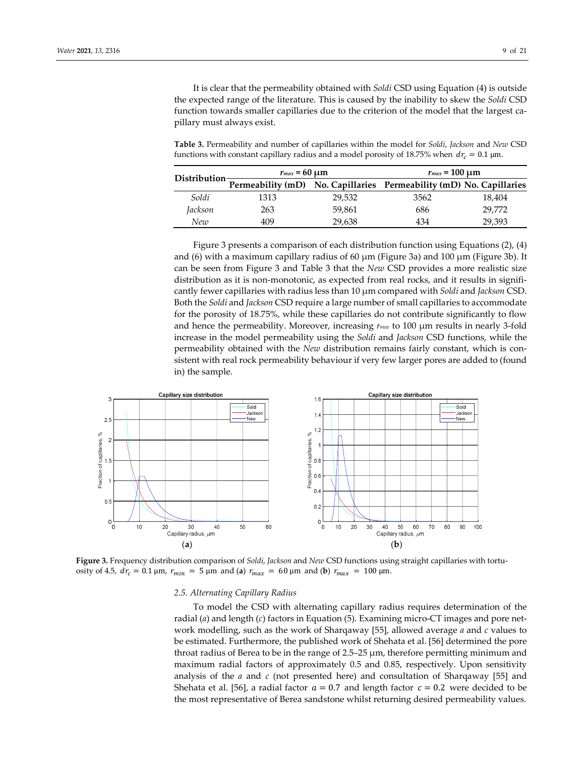It is clear that the permeability obtained with *Soldi* CSD using Equation (4) is outside the expected range of the literature. This is caused by the inability to skew the *Soldi* CSD function towards smaller capillaries due to the criterion of the model that the largest capillary must always exist.

**Table 3.** Permeability and number of capillaries within the model for *Soldi*, *Jackson* and *New* CSD functions with constant capillary radius and a model porosity of 18.75% when $dr_c = 0.1$ μm.

| Distribution | $r_{max}$ = 60 μm | | $r_{max}$ = 100 μm | |
|---|---|---|---|---|
| | Permeability (mD) | No. Capillaries | Permeability (mD) | No. Capillaries |
| *Soldi* | 1313 | 29,532 | 3562 | 18,404 |
| *Jackson* | 263 | 59,861 | 686 | 29,772 |
| *New* | 409 | 29,638 | 434 | 29,393 |

Figure 3 presents a comparison of each distribution function using Equations (2), (4) and (6) with a maximum capillary radius of 60 μm (Figure 3a) and 100 μm (Figure 3b). It can be seen from Figure 3 and Table 3 that the *New* CSD provides a more realistic size distribution as it is non-monotonic, as expected from real rocks, and it results in significantly fewer capillaries with radius less than 10 μm compared with *Soldi* and *Jackson* CSD. Both the *Soldi* and *Jackson* CSD require a large number of small capillaries to accommodate for the porosity of 18.75%, while these capillaries do not contribute significantly to flow and hence the permeability. Moreover, increasing $r_{max}$ to 100 μm results in nearly 3-fold increase in the model permeability using the *Soldi* and *Jackson* CSD functions, while the permeability obtained with the *New* distribution remains fairly constant, which is consistent with real rock permeability behaviour if very few larger pores are added to (found in) the sample.

**Figure 3.** Frequency distribution comparison of *Soldi*, *Jackson* and *New* CSD functions using straight capillaries with tortuosity of 4.5, $dr_c = 0.1$ μm, $r_{min} = 5$ μm and (**a**) $r_{max} = 60$ μm and (**b**) $r_{max} = 100$ μm.

### 2.5. Alternating Capillary Radius

To model the CSD with alternating capillary radius requires determination of the radial (*a*) and length (*c*) factors in Equation (5). Examining micro-CT images and pore network modelling, such as the work of Sharqaway [55], allowed average *a* and *c* values to be estimated. Furthermore, the published work of Shehata et al. [56] determined the pore throat radius of Berea to be in the range of 2.5–25 μm, therefore permitting minimum and maximum radial factors of approximately 0.5 and 0.85, respectively. Upon sensitivity analysis of the *a* and *c* (not presented here) and consultation of Sharqaway [55] and Shehata et al. [56], a radial factor $a = 0.7$ and length factor $c = 0.2$ were decided to be the most representative of Berea sandstone whilst returning desired permeability values.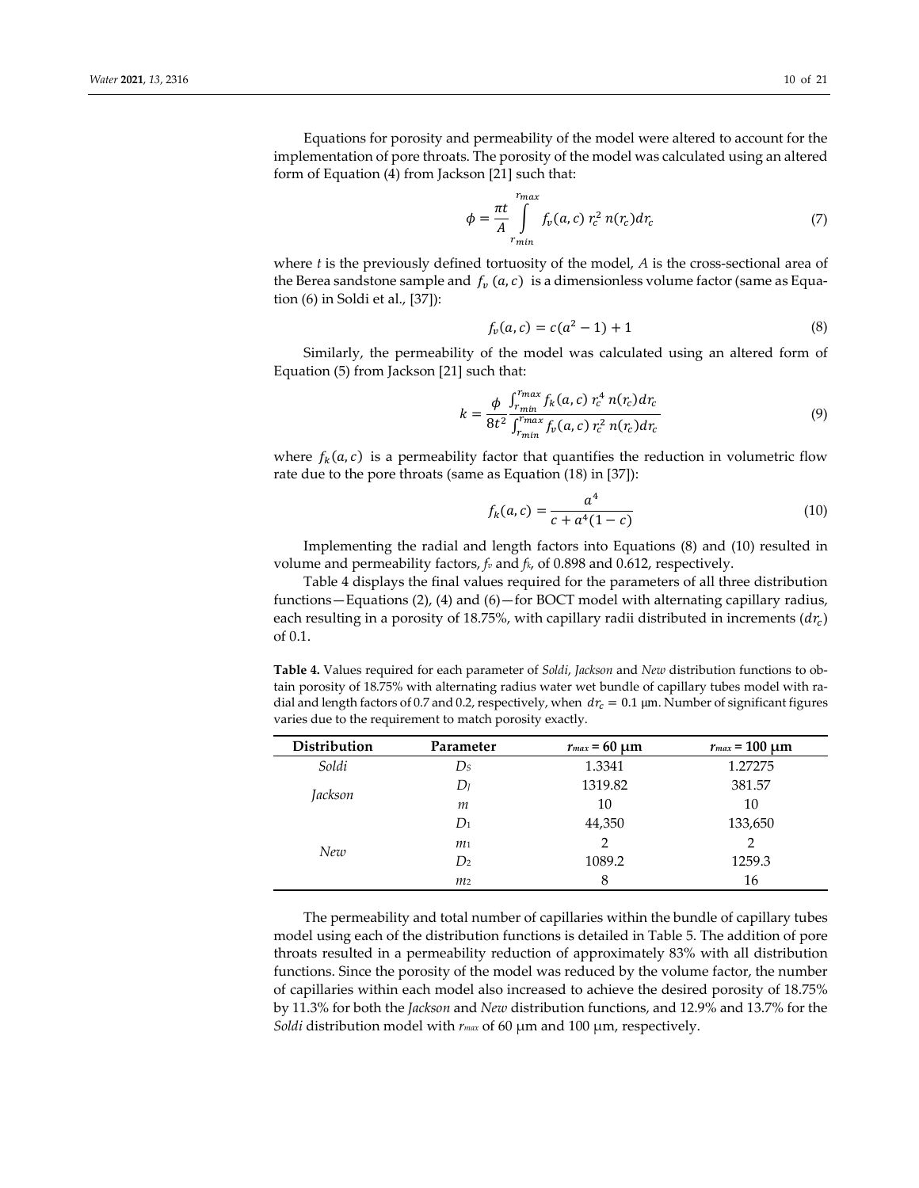Equations for porosity and permeability of the model were altered to account for the implementation of pore throats. The porosity of the model was calculated using an altered form of Equation (4) from Jackson [21] such that:

$$\phi = \frac{\pi t}{A} \int_{r_{min}}^{r_{max}} f_v(a, c)\, r_c^2\, n(r_c) dr_c \tag{7}$$

where $t$ is the previously defined tortuosity of the model, $A$ is the cross-sectional area of the Berea sandstone sample and $f_v(a, c)$ is a dimensionless volume factor (same as Equation (6) in Soldi et al., [37]):

$$f_v(a, c) = c(a^2 - 1) + 1 \tag{8}$$

Similarly, the permeability of the model was calculated using an altered form of Equation (5) from Jackson [21] such that:

$$k = \frac{\phi}{8t^2} \frac{\int_{r_{min}}^{r_{max}} f_k(a, c)\, r_c^4\, n(r_c) dr_c}{\int_{r_{min}}^{r_{max}} f_v(a, c)\, r_c^2\, n(r_c) dr_c} \tag{9}$$

where $f_k(a, c)$ is a permeability factor that quantifies the reduction in volumetric flow rate due to the pore throats (same as Equation (18) in [37]):

$$f_k(a, c) = \frac{a^4}{c + a^4(1 - c)} \tag{10}$$

Implementing the radial and length factors into Equations (8) and (10) resulted in volume and permeability factors, $f_v$ and $f_k$, of 0.898 and 0.612, respectively.

Table 4 displays the final values required for the parameters of all three distribution functions—Equations (2), (4) and (6)—for BOCT model with alternating capillary radius, each resulting in a porosity of 18.75%, with capillary radii distributed in increments ($dr_c$) of 0.1.

**Table 4.** Values required for each parameter of *Soldi*, *Jackson* and *New* distribution functions to obtain porosity of 18.75% with alternating radius water wet bundle of capillary tubes model with radial and length factors of 0.7 and 0.2, respectively, when $dr_c = 0.1$ μm. Number of significant figures varies due to the requirement to match porosity exactly.

| Distribution | Parameter | $r_{max}$ = 60 μm | $r_{max}$ = 100 μm |
|---|---|---|---|
| *Soldi* | $D_S$ | 1.3341 | 1.27275 |
| *Jackson* | $D_J$ | 1319.82 | 381.57 |
| | $m$ | 10 | 10 |
| *New* | $D_1$ | 44,350 | 133,650 |
| | $m_1$ | 2 | 2 |
| | $D_2$ | 1089.2 | 1259.3 |
| | $m_2$ | 8 | 16 |

The permeability and total number of capillaries within the bundle of capillary tubes model using each of the distribution functions is detailed in Table 5. The addition of pore throats resulted in a permeability reduction of approximately 83% with all distribution functions. Since the porosity of the model was reduced by the volume factor, the number of capillaries within each model also increased to achieve the desired porosity of 18.75% by 11.3% for both the *Jackson* and *New* distribution functions, and 12.9% and 13.7% for the *Soldi* distribution model with $r_{max}$ of 60 μm and 100 μm, respectively.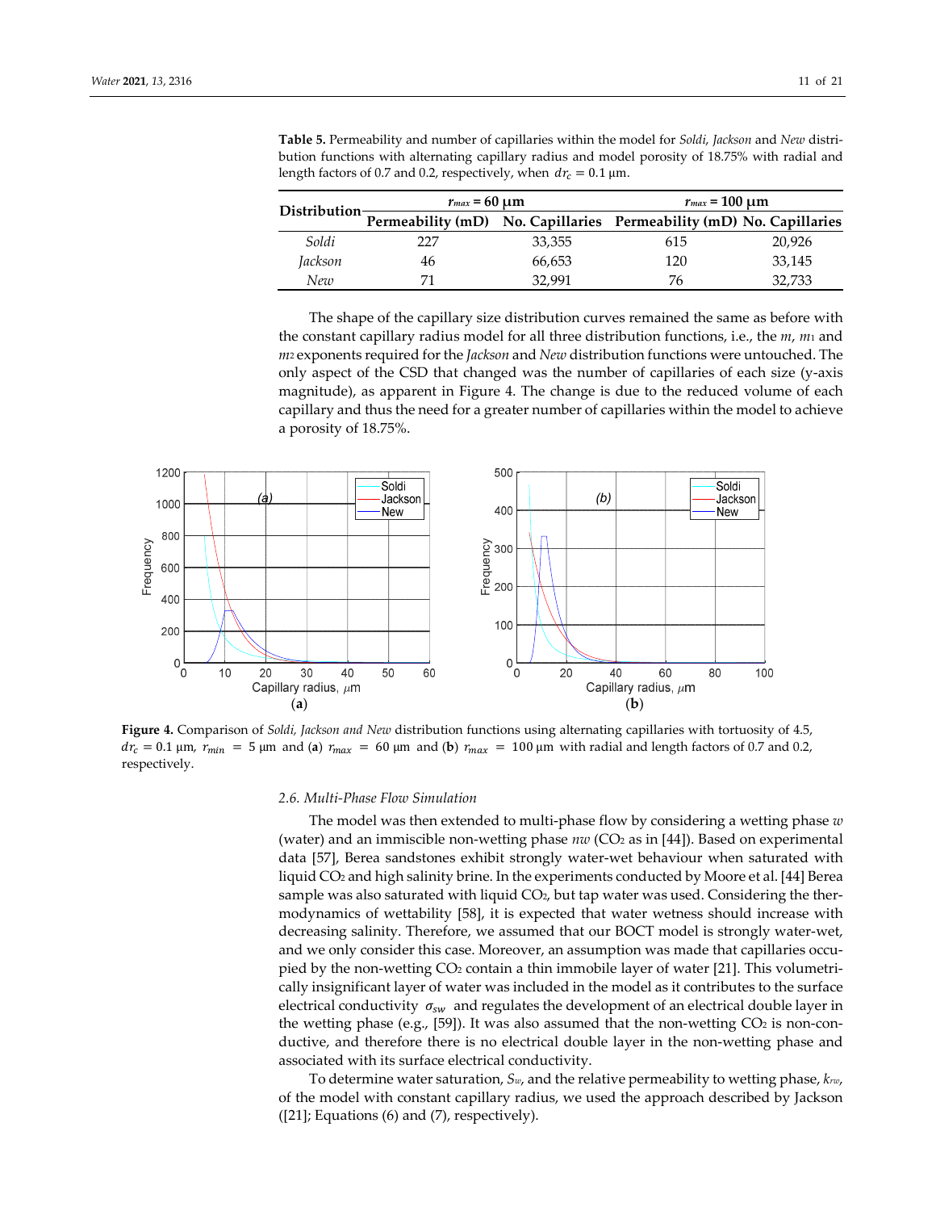**Table 5.** Permeability and number of capillaries within the model for *Soldi*, *Jackson* and *New* distribution functions with alternating capillary radius and model porosity of 18.75% with radial and length factors of 0.7 and 0.2, respectively, when $dr_c = 0.1$ µm.

| Distribution | $r_{max}$ = 60 µm | | $r_{max}$ = 100 µm | |
|---|---|---|---|---|
| | Permeability (mD) | No. Capillaries | Permeability (mD) | No. Capillaries |
| *Soldi* | 227 | 33,355 | 615 | 20,926 |
| *Jackson* | 46 | 66,653 | 120 | 33,145 |
| *New* | 71 | 32,991 | 76 | 32,733 |

The shape of the capillary size distribution curves remained the same as before with the constant capillary radius model for all three distribution functions, i.e., the $m$, $m_1$ and $m_2$ exponents required for the *Jackson* and *New* distribution functions were untouched. The only aspect of the CSD that changed was the number of capillaries of each size (y-axis magnitude), as apparent in Figure 4. The change is due to the reduced volume of each capillary and thus the need for a greater number of capillaries within the model to achieve a porosity of 18.75%.

**Figure 4.** Comparison of *Soldi, Jackson and New* distribution functions using alternating capillaries with tortuosity of 4.5, $dr_c = 0.1$ µm, $r_{min} = 5$ µm and (**a**) $r_{max} = 60$ µm and (**b**) $r_{max} = 100$ µm with radial and length factors of 0.7 and 0.2, respectively.

### 2.6. Multi-Phase Flow Simulation

The model was then extended to multi-phase flow by considering a wetting phase $w$ (water) and an immiscible non-wetting phase $nw$ ($CO_2$ as in [44]). Based on experimental data [57], Berea sandstones exhibit strongly water-wet behaviour when saturated with liquid $CO_2$ and high salinity brine. In the experiments conducted by Moore et al. [44] Berea sample was also saturated with liquid $CO_2$, but tap water was used. Considering the thermodynamics of wettability [58], it is expected that water wetness should increase with decreasing salinity. Therefore, we assumed that our BOCT model is strongly water-wet, and we only consider this case. Moreover, an assumption was made that capillaries occupied by the non-wetting $CO_2$ contain a thin immobile layer of water [21]. This volumetrically insignificant layer of water was included in the model as it contributes to the surface electrical conductivity $\sigma_{sw}$ and regulates the development of an electrical double layer in the wetting phase (e.g., [59]). It was also assumed that the non-wetting $CO_2$ is non-conductive, and therefore there is no electrical double layer in the non-wetting phase and associated with its surface electrical conductivity.

To determine water saturation, $S_w$, and the relative permeability to wetting phase, $k_{rw}$, of the model with constant capillary radius, we used the approach described by Jackson ([21]; Equations (6) and (7), respectively).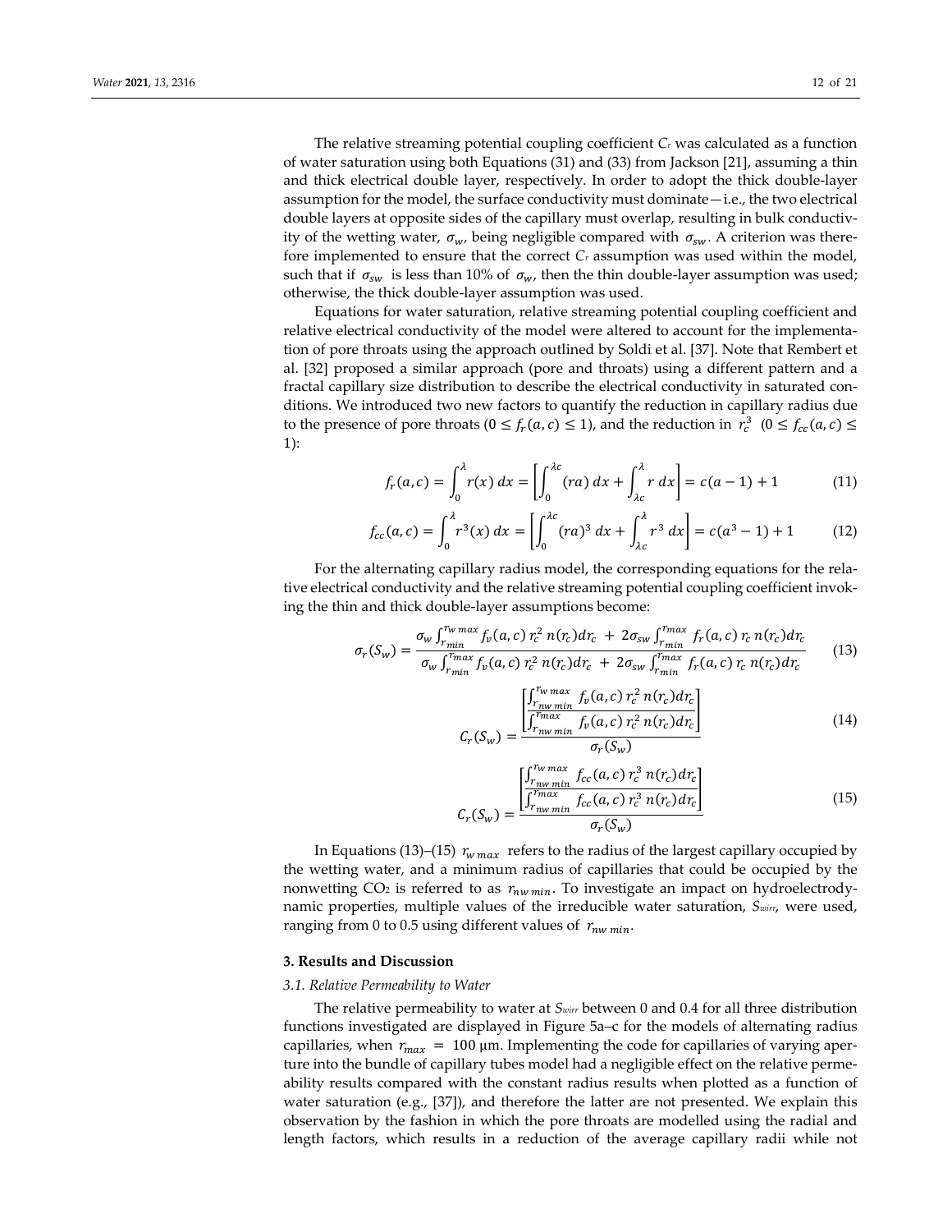The relative streaming potential coupling coefficient $C_r$ was calculated as a function of water saturation using both Equations (31) and (33) from Jackson [21], assuming a thin and thick electrical double layer, respectively. In order to adopt the thick double-layer assumption for the model, the surface conductivity must dominate—i.e., the two electrical double layers at opposite sides of the capillary must overlap, resulting in bulk conductivity of the wetting water, $\sigma_w$, being negligible compared with $\sigma_{sw}$. A criterion was therefore implemented to ensure that the correct $C_r$ assumption was used within the model, such that if $\sigma_{sw}$ is less than 10% of $\sigma_w$, then the thin double-layer assumption was used; otherwise, the thick double-layer assumption was used.

Equations for water saturation, relative streaming potential coupling coefficient and relative electrical conductivity of the model were altered to account for the implementation of pore throats using the approach outlined by Soldi et al. [37]. Note that Rembert et al. [32] proposed a similar approach (pore and throats) using a different pattern and a fractal capillary size distribution to describe the electrical conductivity in saturated conditions. We introduced two new factors to quantify the reduction in capillary radius due to the presence of pore throats ($0 \leq f_r(a,c) \leq 1$), and the reduction in $r_c^3$ ($0 \leq f_{cc}(a,c) \leq 1$):

$$f_r(a,c) = \int_0^{\lambda} r(x)\, dx = \left[\int_0^{\lambda c} (ra)\, dx + \int_{\lambda c}^{\lambda} r\, dx\right] = c(a-1)+1 \tag{11}$$

$$f_{cc}(a,c) = \int_0^{\lambda} r^3(x)\, dx = \left[\int_0^{\lambda c} (ra)^3\, dx + \int_{\lambda c}^{\lambda} r^3\, dx\right] = c(a^3-1)+1 \tag{12}$$

For the alternating capillary radius model, the corresponding equations for the relative electrical conductivity and the relative streaming potential coupling coefficient invoking the thin and thick double-layer assumptions become:

$$\sigma_r(S_w) = \frac{\sigma_w \int_{r_{min}}^{r_{w\,max}} f_v(a,c)\, r_c^2\, n(r_c) dr_c \; + \; 2\sigma_{sw} \int_{r_{min}}^{r_{max}} f_r(a,c)\, r_c\, n(r_c) dr_c}{\sigma_w \int_{r_{min}}^{r_{max}} f_v(a,c)\, r_c^2\, n(r_c) dr_c \; + \; 2\sigma_{sw} \int_{r_{min}}^{r_{max}} f_r(a,c)\, r_c\, n(r_c) dr_c} \tag{13}$$

$$C_r(S_w) = \frac{\left[\dfrac{\int_{r_{nw\,min}}^{r_{w\,max}} f_v(a,c)\, r_c^2\, n(r_c) dr_c}{\int_{r_{nw\,min}}^{r_{max}} f_v(a,c)\, r_c^2\, n(r_c) dr_c}\right]}{\sigma_r(S_w)} \tag{14}$$

$$C_r(S_w) = \frac{\left[\dfrac{\int_{r_{nw\,min}}^{r_{w\,max}} f_{cc}(a,c)\, r_c^3\, n(r_c) dr_c}{\int_{r_{nw\,min}}^{r_{max}} f_{cc}(a,c)\, r_c^3\, n(r_c) dr_c}\right]}{\sigma_r(S_w)} \tag{15}$$

In Equations (13)–(15) $r_{w\,max}$ refers to the radius of the largest capillary occupied by the wetting water, and a minimum radius of capillaries that could be occupied by the nonwetting $CO_2$ is referred to as $r_{nw\,min}$. To investigate an impact on hydroelectrodynamic properties, multiple values of the irreducible water saturation, $S_{wirr}$, were used, ranging from 0 to 0.5 using different values of $r_{nw\,min}$.

## 3. Results and Discussion

### *3.1. Relative Permeability to Water*

The relative permeability to water at $S_{wirr}$ between 0 and 0.4 for all three distribution functions investigated are displayed in Figure 5a–c for the models of alternating radius capillaries, when $r_{max} = 100$ µm. Implementing the code for capillaries of varying aperture into the bundle of capillary tubes model had a negligible effect on the relative permeability results compared with the constant radius results when plotted as a function of water saturation (e.g., [37]), and therefore the latter are not presented. We explain this observation by the fashion in which the pore throats are modelled using the radial and length factors, which results in a reduction of the average capillary radii while not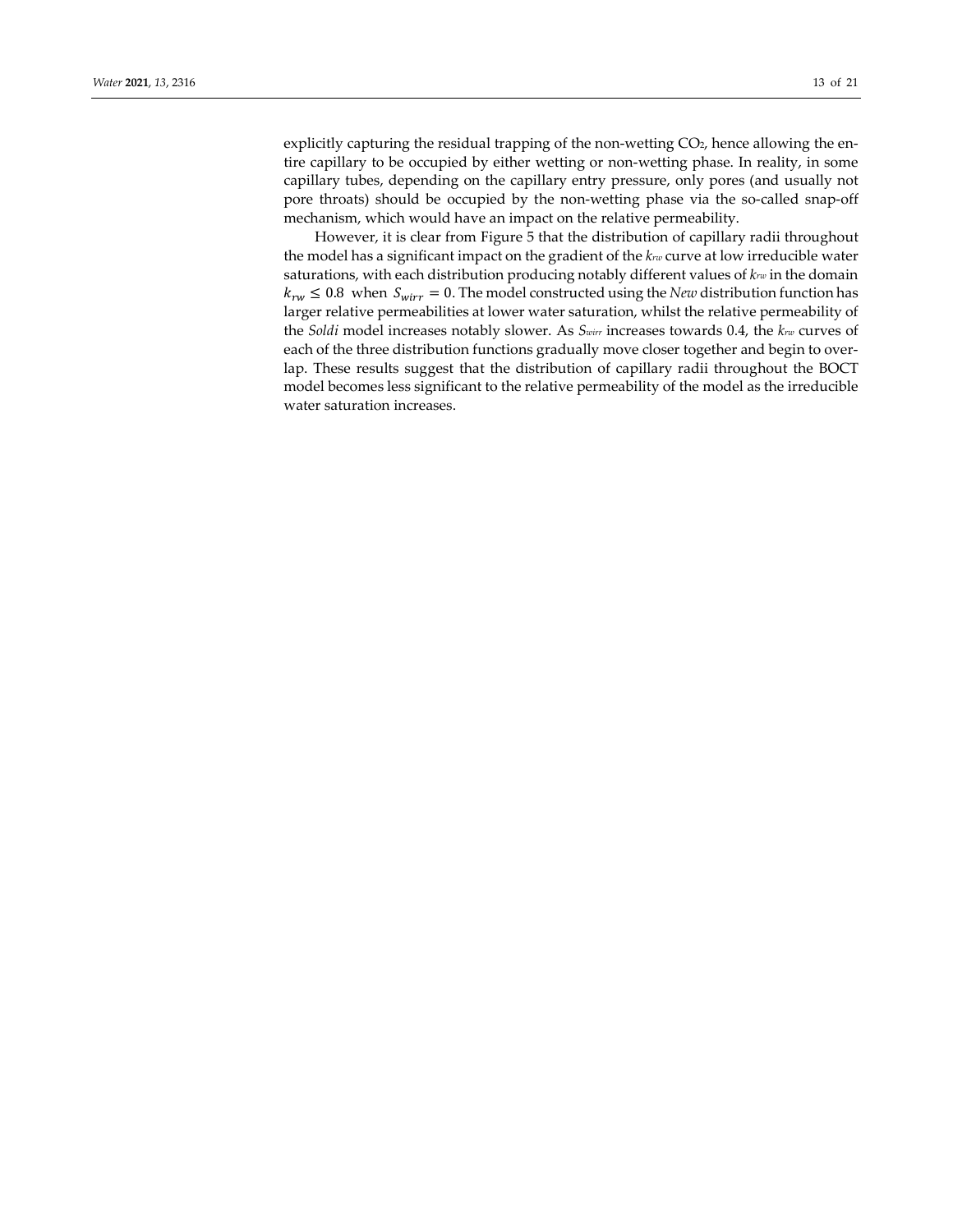explicitly capturing the residual trapping of the non-wetting $CO_2$, hence allowing the entire capillary to be occupied by either wetting or non-wetting phase. In reality, in some capillary tubes, depending on the capillary entry pressure, only pores (and usually not pore throats) should be occupied by the non-wetting phase via the so-called snap-off mechanism, which would have an impact on the relative permeability.

However, it is clear from Figure 5 that the distribution of capillary radii throughout the model has a significant impact on the gradient of the $k_{rw}$ curve at low irreducible water saturations, with each distribution producing notably different values of $k_{rw}$ in the domain $k_{rw} \leq 0.8$ when $S_{wirr} = 0$. The model constructed using the *New* distribution function has larger relative permeabilities at lower water saturation, whilst the relative permeability of the *Soldi* model increases notably slower. As $S_{wirr}$ increases towards 0.4, the $k_{rw}$ curves of each of the three distribution functions gradually move closer together and begin to overlap. These results suggest that the distribution of capillary radii throughout the BOCT model becomes less significant to the relative permeability of the model as the irreducible water saturation increases.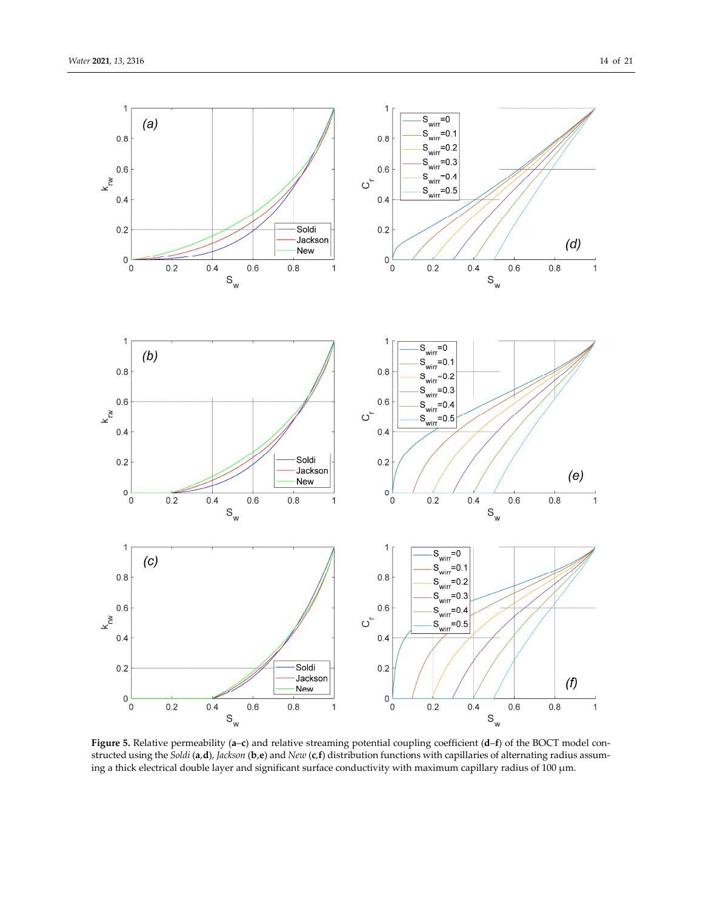**Figure 5.** Relative permeability (**a**–**c**) and relative streaming potential coupling coefficient (**d**–**f**) of the BOCT model constructed using the *Soldi* (**a**,**d**), *Jackson* (**b**,**e**) and *New* (**c**,**f**) distribution functions with capillaries of alternating radius assuming a thick electrical double layer and significant surface conductivity with maximum capillary radius of 100 μm.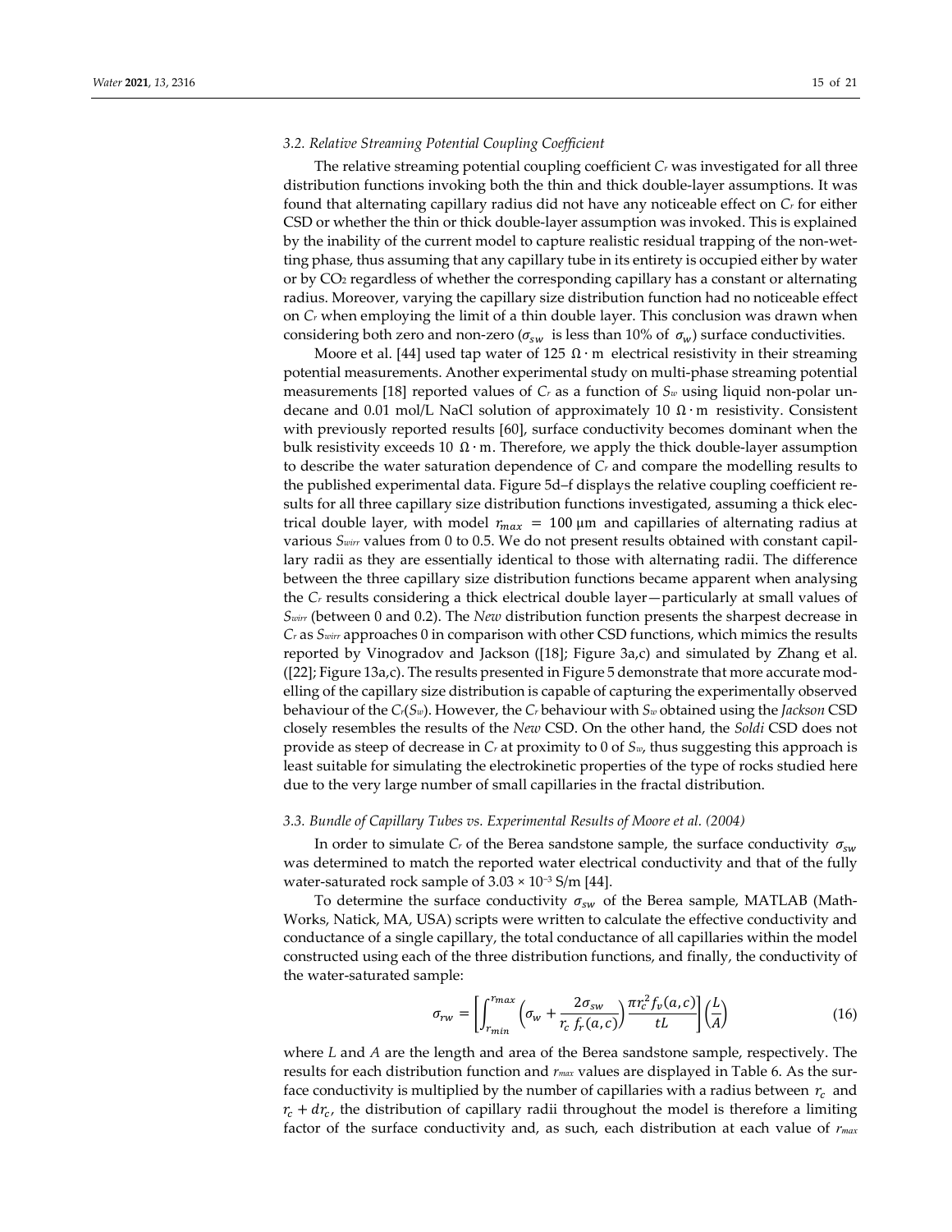### 3.2. Relative Streaming Potential Coupling Coefficient

The relative streaming potential coupling coefficient $C_r$ was investigated for all three distribution functions invoking both the thin and thick double-layer assumptions. It was found that alternating capillary radius did not have any noticeable effect on $C_r$ for either CSD or whether the thin or thick double-layer assumption was invoked. This is explained by the inability of the current model to capture realistic residual trapping of the non-wetting phase, thus assuming that any capillary tube in its entirety is occupied either by water or by $CO_2$ regardless of whether the corresponding capillary has a constant or alternating radius. Moreover, varying the capillary size distribution function had no noticeable effect on $C_r$ when employing the limit of a thin double layer. This conclusion was drawn when considering both zero and non-zero ($\sigma_{sw}$ is less than 10% of $\sigma_w$) surface conductivities.

Moore et al. [44] used tap water of 125 $\Omega \cdot m$ electrical resistivity in their streaming potential measurements. Another experimental study on multi-phase streaming potential measurements [18] reported values of $C_r$ as a function of $S_w$ using liquid non-polar undecane and 0.01 mol/L NaCl solution of approximately 10 $\Omega \cdot m$ resistivity. Consistent with previously reported results [60], surface conductivity becomes dominant when the bulk resistivity exceeds 10 $\Omega \cdot m$. Therefore, we apply the thick double-layer assumption to describe the water saturation dependence of $C_r$ and compare the modelling results to the published experimental data. Figure 5d–f displays the relative coupling coefficient results for all three capillary size distribution functions investigated, assuming a thick electrical double layer, with model $r_{max} = 100$ µm and capillaries of alternating radius at various $S_{wirr}$ values from 0 to 0.5. We do not present results obtained with constant capillary radii as they are essentially identical to those with alternating radii. The difference between the three capillary size distribution functions became apparent when analysing the $C_r$ results considering a thick electrical double layer—particularly at small values of $S_{wirr}$ (between 0 and 0.2). The *New* distribution function presents the sharpest decrease in $C_r$ as $S_{wirr}$ approaches 0 in comparison with other CSD functions, which mimics the results reported by Vinogradov and Jackson ([18]; Figure 3a,c) and simulated by Zhang et al. ([22]; Figure 13a,c). The results presented in Figure 5 demonstrate that more accurate modelling of the capillary size distribution is capable of capturing the experimentally observed behaviour of the $C_r(S_w)$. However, the $C_r$ behaviour with $S_w$ obtained using the *Jackson* CSD closely resembles the results of the *New* CSD. On the other hand, the *Soldi* CSD does not provide as steep of decrease in $C_r$ at proximity to 0 of $S_w$, thus suggesting this approach is least suitable for simulating the electrokinetic properties of the type of rocks studied here due to the very large number of small capillaries in the fractal distribution.

### 3.3. Bundle of Capillary Tubes vs. Experimental Results of Moore et al. (2004)

In order to simulate $C_r$ of the Berea sandstone sample, the surface conductivity $\sigma_{sw}$ was determined to match the reported water electrical conductivity and that of the fully water-saturated rock sample of $3.03 \times 10^{-3}$ S/m [44].

To determine the surface conductivity $\sigma_{sw}$ of the Berea sample, MATLAB (MathWorks, Natick, MA, USA) scripts were written to calculate the effective conductivity and conductance of a single capillary, the total conductance of all capillaries within the model constructed using each of the three distribution functions, and finally, the conductivity of the water-saturated sample:

$$\sigma_{rw} = \left[ \int_{r_{min}}^{r_{max}} \left( \sigma_w + \frac{2\sigma_{sw}}{r_c\, f_r(a,c)} \right) \frac{\pi r_c^2 f_v(a,c)}{tL} \right] \left( \frac{L}{A} \right) \tag{16}$$

where $L$ and $A$ are the length and area of the Berea sandstone sample, respectively. The results for each distribution function and $r_{max}$ values are displayed in Table 6. As the surface conductivity is multiplied by the number of capillaries with a radius between $r_c$ and $r_c + dr_c$, the distribution of capillary radii throughout the model is therefore a limiting factor of the surface conductivity and, as such, each distribution at each value of $r_{max}$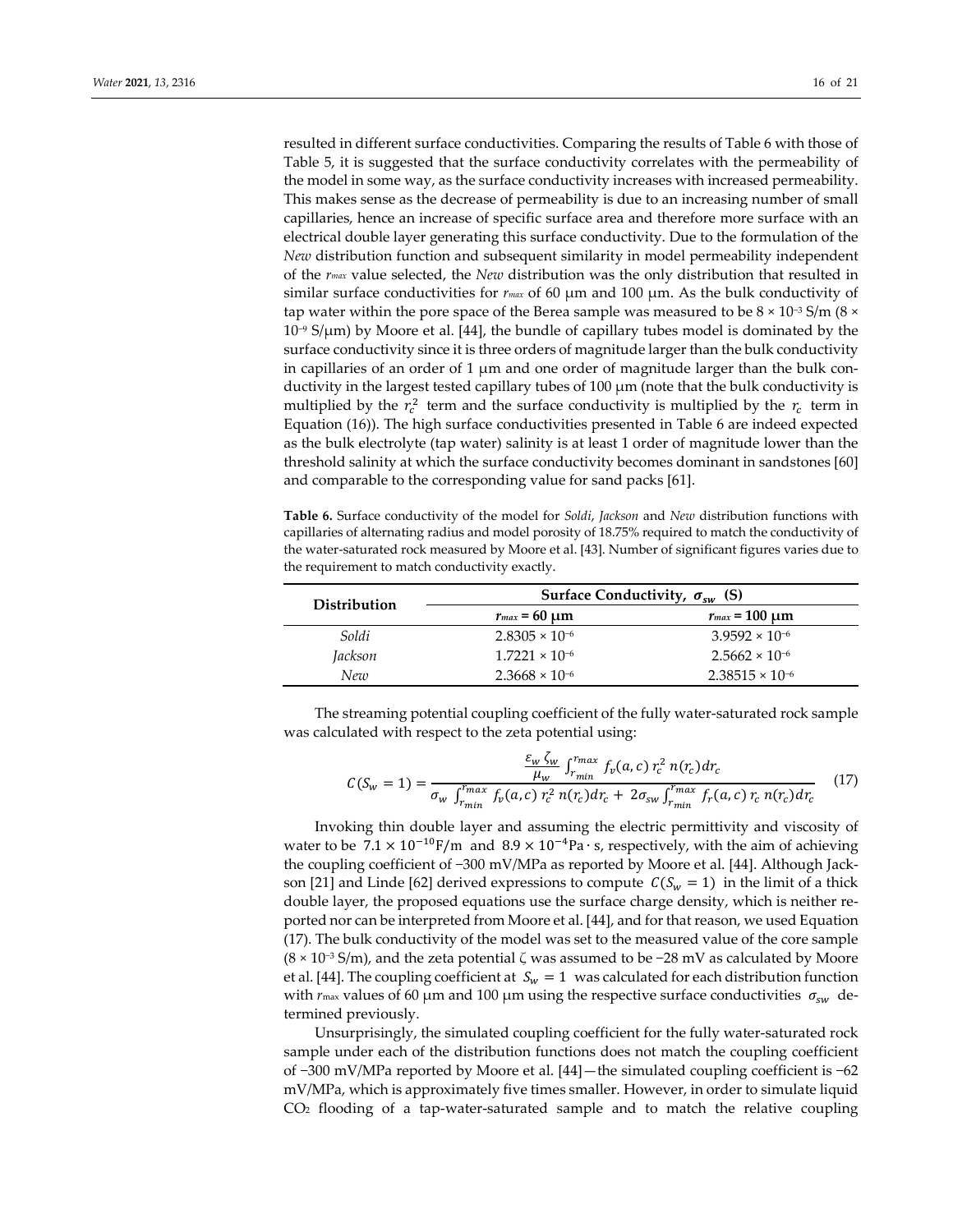resulted in different surface conductivities. Comparing the results of Table 6 with those of Table 5, it is suggested that the surface conductivity correlates with the permeability of the model in some way, as the surface conductivity increases with increased permeability. This makes sense as the decrease of permeability is due to an increasing number of small capillaries, hence an increase of specific surface area and therefore more surface with an electrical double layer generating this surface conductivity. Due to the formulation of the *New* distribution function and subsequent similarity in model permeability independent of the $r_{max}$ value selected, the *New* distribution was the only distribution that resulted in similar surface conductivities for $r_{max}$ of 60 μm and 100 μm. As the bulk conductivity of tap water within the pore space of the Berea sample was measured to be $8 \times 10^{-3}$ S/m ($8 \times 10^{-9}$ S/μm) by Moore et al. [44], the bundle of capillary tubes model is dominated by the surface conductivity since it is three orders of magnitude larger than the bulk conductivity in capillaries of an order of 1 μm and one order of magnitude larger than the bulk conductivity in the largest tested capillary tubes of 100 μm (note that the bulk conductivity is multiplied by the $r_c^2$ term and the surface conductivity is multiplied by the $r_c$ term in Equation (16)). The high surface conductivities presented in Table 6 are indeed expected as the bulk electrolyte (tap water) salinity is at least 1 order of magnitude lower than the threshold salinity at which the surface conductivity becomes dominant in sandstones [60] and comparable to the corresponding value for sand packs [61].

**Table 6.** Surface conductivity of the model for *Soldi*, *Jackson* and *New* distribution functions with capillaries of alternating radius and model porosity of 18.75% required to match the conductivity of the water-saturated rock measured by Moore et al. [43]. Number of significant figures varies due to the requirement to match conductivity exactly.

| Distribution | Surface Conductivity, $\sigma_{sw}$ (S) | |
|---|---|---|
| | $r_{max}$ = 60 μm | $r_{max}$ = 100 μm |
| *Soldi* | $2.8305 \times 10^{-6}$ | $3.9592 \times 10^{-6}$ |
| *Jackson* | $1.7221 \times 10^{-6}$ | $2.5662 \times 10^{-6}$ |
| *New* | $2.3668 \times 10^{-6}$ | $2.38515 \times 10^{-6}$ |

The streaming potential coupling coefficient of the fully water-saturated rock sample was calculated with respect to the zeta potential using:

$$C(S_w = 1) = \frac{\frac{\varepsilon_w \zeta_w}{\mu_w} \int_{r_{min}}^{r_{max}} f_v(a,c)\, r_c^2\, n(r_c) dr_c}{\sigma_w \int_{r_{min}}^{r_{max}} f_v(a,c)\, r_c^2\, n(r_c) dr_c + 2\sigma_{sw} \int_{r_{min}}^{r_{max}} f_r(a,c)\, r_c\, n(r_c) dr_c} \quad (17)$$

Invoking thin double layer and assuming the electric permittivity and viscosity of water to be $7.1 \times 10^{-10}$ F/m and $8.9 \times 10^{-4}$ Pa · s, respectively, with the aim of achieving the coupling coefficient of −300 mV/MPa as reported by Moore et al. [44]. Although Jackson [21] and Linde [62] derived expressions to compute $C(S_w = 1)$ in the limit of a thick double layer, the proposed equations use the surface charge density, which is neither reported nor can be interpreted from Moore et al. [44], and for that reason, we used Equation (17). The bulk conductivity of the model was set to the measured value of the core sample ($8 \times 10^{-3}$ S/m), and the zeta potential ζ was assumed to be −28 mV as calculated by Moore et al. [44]. The coupling coefficient at $S_w = 1$ was calculated for each distribution function with $r_{max}$ values of 60 μm and 100 μm using the respective surface conductivities $\sigma_{sw}$ determined previously.

Unsurprisingly, the simulated coupling coefficient for the fully water-saturated rock sample under each of the distribution functions does not match the coupling coefficient of −300 mV/MPa reported by Moore et al. [44]—the simulated coupling coefficient is −62 mV/MPa, which is approximately five times smaller. However, in order to simulate liquid $CO_2$ flooding of a tap-water-saturated sample and to match the relative coupling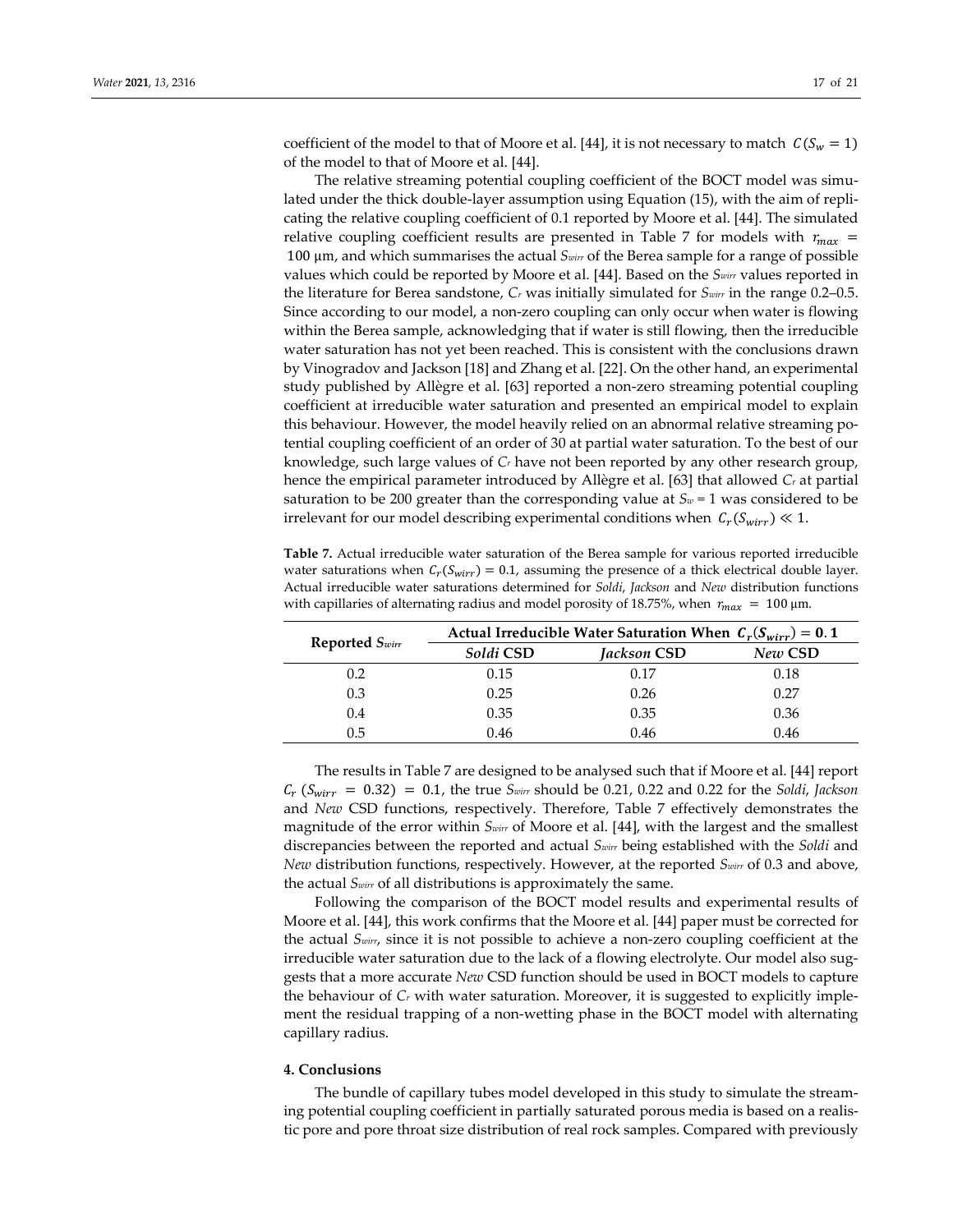coefficient of the model to that of Moore et al. [44], it is not necessary to match $C(S_w = 1)$ of the model to that of Moore et al. [44].

The relative streaming potential coupling coefficient of the BOCT model was simulated under the thick double-layer assumption using Equation (15), with the aim of replicating the relative coupling coefficient of 0.1 reported by Moore et al. [44]. The simulated relative coupling coefficient results are presented in Table 7 for models with $r_{max}$ = 100 µm, and which summarises the actual $S_{wirr}$ of the Berea sample for a range of possible values which could be reported by Moore et al. [44]. Based on the $S_{wirr}$ values reported in the literature for Berea sandstone, $C_r$ was initially simulated for $S_{wirr}$ in the range 0.2–0.5. Since according to our model, a non-zero coupling can only occur when water is flowing within the Berea sample, acknowledging that if water is still flowing, then the irreducible water saturation has not yet been reached. This is consistent with the conclusions drawn by Vinogradov and Jackson [18] and Zhang et al. [22]. On the other hand, an experimental study published by Allègre et al. [63] reported a non-zero streaming potential coupling coefficient at irreducible water saturation and presented an empirical model to explain this behaviour. However, the model heavily relied on an abnormal relative streaming potential coupling coefficient of an order of 30 at partial water saturation. To the best of our knowledge, such large values of $C_r$ have not been reported by any other research group, hence the empirical parameter introduced by Allègre et al. [63] that allowed $C_r$ at partial saturation to be 200 greater than the corresponding value at $S_w$ = 1 was considered to be irrelevant for our model describing experimental conditions when $C_r(S_{wirr}) \ll 1$.

**Table 7.** Actual irreducible water saturation of the Berea sample for various reported irreducible water saturations when $C_r(S_{wirr}) = 0.1$, assuming the presence of a thick electrical double layer. Actual irreducible water saturations determined for *Soldi*, *Jackson* and *New* distribution functions with capillaries of alternating radius and model porosity of 18.75%, when $r_{max}$ = 100 µm.

| Reported $S_{wirr}$ | Actual Irreducible Water Saturation When $C_r(S_{wirr}) = 0.1$ | | |
|---|---|---|---|
| | *Soldi* CSD | *Jackson* CSD | *New* CSD |
| 0.2 | 0.15 | 0.17 | 0.18 |
| 0.3 | 0.25 | 0.26 | 0.27 |
| 0.4 | 0.35 | 0.35 | 0.36 |
| 0.5 | 0.46 | 0.46 | 0.46 |

The results in Table 7 are designed to be analysed such that if Moore et al. [44] report $C_r$ ($S_{wirr}$ = 0.32) = 0.1, the true $S_{wirr}$ should be 0.21, 0.22 and 0.22 for the *Soldi*, *Jackson* and *New* CSD functions, respectively. Therefore, Table 7 effectively demonstrates the magnitude of the error within $S_{wirr}$ of Moore et al. [44], with the largest and the smallest discrepancies between the reported and actual $S_{wirr}$ being established with the *Soldi* and *New* distribution functions, respectively. However, at the reported $S_{wirr}$ of 0.3 and above, the actual $S_{wirr}$ of all distributions is approximately the same.

Following the comparison of the BOCT model results and experimental results of Moore et al. [44], this work confirms that the Moore et al. [44] paper must be corrected for the actual $S_{wirr}$, since it is not possible to achieve a non-zero coupling coefficient at the irreducible water saturation due to the lack of a flowing electrolyte. Our model also suggests that a more accurate *New* CSD function should be used in BOCT models to capture the behaviour of $C_r$ with water saturation. Moreover, it is suggested to explicitly implement the residual trapping of a non-wetting phase in the BOCT model with alternating capillary radius.

## 4. Conclusions

The bundle of capillary tubes model developed in this study to simulate the streaming potential coupling coefficient in partially saturated porous media is based on a realistic pore and pore throat size distribution of real rock samples. Compared with previously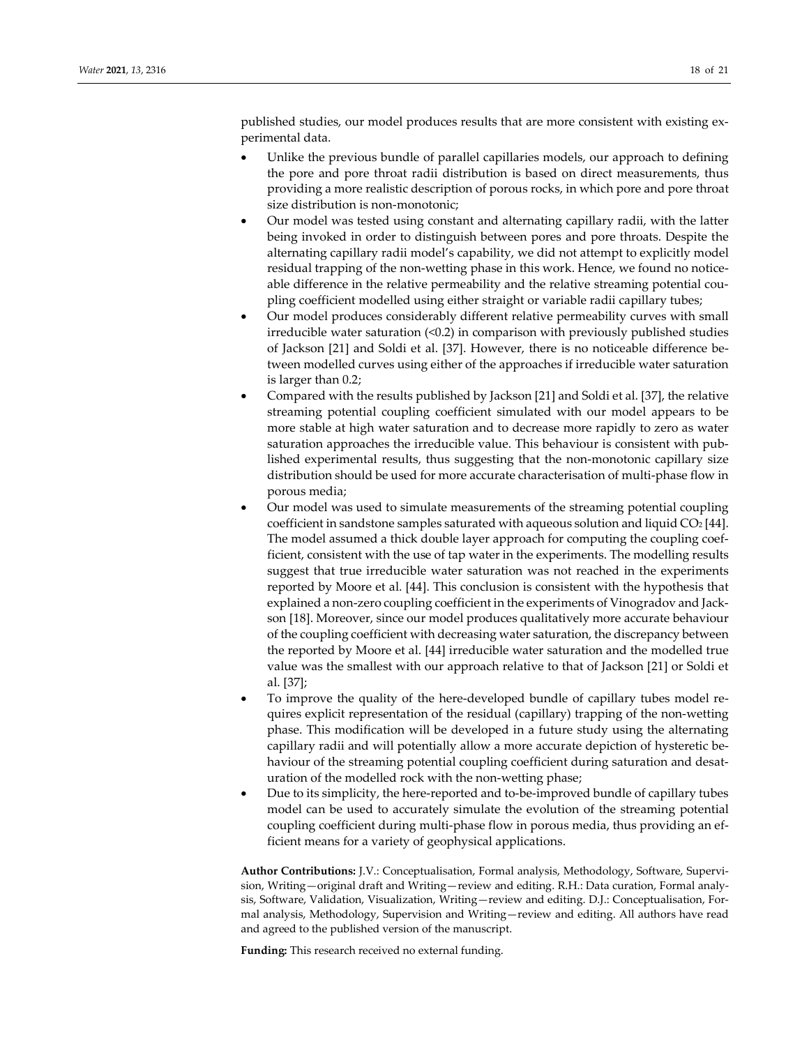published studies, our model produces results that are more consistent with existing experimental data.

- Unlike the previous bundle of parallel capillaries models, our approach to defining the pore and pore throat radii distribution is based on direct measurements, thus providing a more realistic description of porous rocks, in which pore and pore throat size distribution is non-monotonic;
- Our model was tested using constant and alternating capillary radii, with the latter being invoked in order to distinguish between pores and pore throats. Despite the alternating capillary radii model's capability, we did not attempt to explicitly model residual trapping of the non-wetting phase in this work. Hence, we found no noticeable difference in the relative permeability and the relative streaming potential coupling coefficient modelled using either straight or variable radii capillary tubes;
- Our model produces considerably different relative permeability curves with small irreducible water saturation (<0.2) in comparison with previously published studies of Jackson [21] and Soldi et al. [37]. However, there is no noticeable difference between modelled curves using either of the approaches if irreducible water saturation is larger than 0.2;
- Compared with the results published by Jackson [21] and Soldi et al. [37], the relative streaming potential coupling coefficient simulated with our model appears to be more stable at high water saturation and to decrease more rapidly to zero as water saturation approaches the irreducible value. This behaviour is consistent with published experimental results, thus suggesting that the non-monotonic capillary size distribution should be used for more accurate characterisation of multi-phase flow in porous media;
- Our model was used to simulate measurements of the streaming potential coupling coefficient in sandstone samples saturated with aqueous solution and liquid $CO_2$ [44]. The model assumed a thick double layer approach for computing the coupling coefficient, consistent with the use of tap water in the experiments. The modelling results suggest that true irreducible water saturation was not reached in the experiments reported by Moore et al. [44]. This conclusion is consistent with the hypothesis that explained a non-zero coupling coefficient in the experiments of Vinogradov and Jackson [18]. Moreover, since our model produces qualitatively more accurate behaviour of the coupling coefficient with decreasing water saturation, the discrepancy between the reported by Moore et al. [44] irreducible water saturation and the modelled true value was the smallest with our approach relative to that of Jackson [21] or Soldi et al. [37];
- To improve the quality of the here-developed bundle of capillary tubes model requires explicit representation of the residual (capillary) trapping of the non-wetting phase. This modification will be developed in a future study using the alternating capillary radii and will potentially allow a more accurate depiction of hysteretic behaviour of the streaming potential coupling coefficient during saturation and desaturation of the modelled rock with the non-wetting phase;
- Due to its simplicity, the here-reported and to-be-improved bundle of capillary tubes model can be used to accurately simulate the evolution of the streaming potential coupling coefficient during multi-phase flow in porous media, thus providing an efficient means for a variety of geophysical applications.

**Author Contributions:** J.V.: Conceptualisation, Formal analysis, Methodology, Software, Supervision, Writing—original draft and Writing—review and editing. R.H.: Data curation, Formal analysis, Software, Validation, Visualization, Writing—review and editing. D.J.: Conceptualisation, Formal analysis, Methodology, Supervision and Writing—review and editing. All authors have read and agreed to the published version of the manuscript.

**Funding:** This research received no external funding.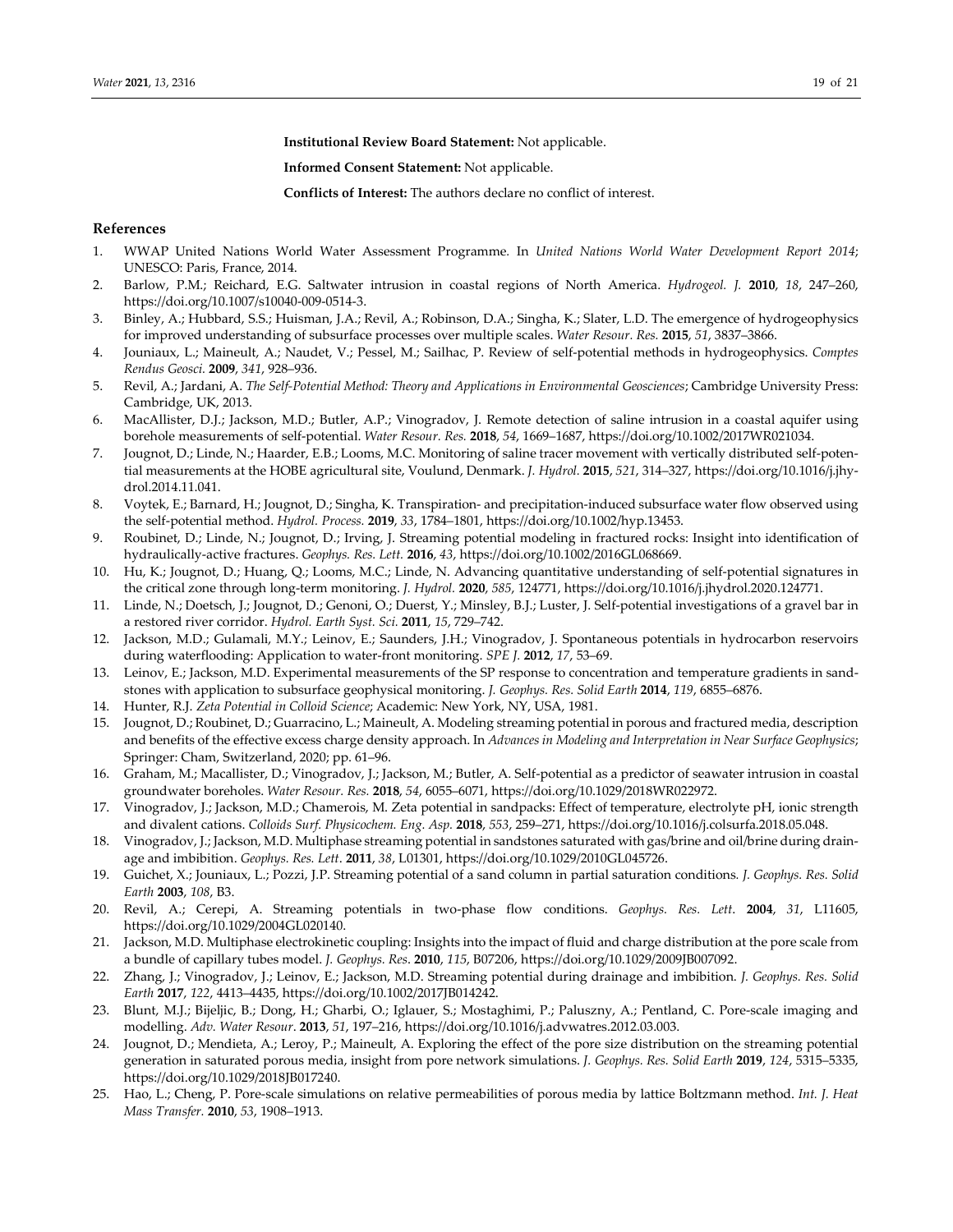**Institutional Review Board Statement:** Not applicable.

**Informed Consent Statement:** Not applicable.

**Conflicts of Interest:** The authors declare no conflict of interest.

## References

1. WWAP United Nations World Water Assessment Programme. In *United Nations World Water Development Report 2014*; UNESCO: Paris, France, 2014.
2. Barlow, P.M.; Reichard, E.G. Saltwater intrusion in coastal regions of North America. *Hydrogeol. J.* **2010**, *18*, 247–260, https://doi.org/10.1007/s10040-009-0514-3.
3. Binley, A.; Hubbard, S.S.; Huisman, J.A.; Revil, A.; Robinson, D.A.; Singha, K.; Slater, L.D. The emergence of hydrogeophysics for improved understanding of subsurface processes over multiple scales. *Water Resour. Res.* **2015**, *51*, 3837–3866.
4. Jouniaux, L.; Maineult, A.; Naudet, V.; Pessel, M.; Sailhac, P. Review of self-potential methods in hydrogeophysics. *Comptes Rendus Geosci.* **2009**, *341*, 928–936.
5. Revil, A.; Jardani, A. *The Self-Potential Method: Theory and Applications in Environmental Geosciences*; Cambridge University Press: Cambridge, UK, 2013.
6. MacAllister, D.J.; Jackson, M.D.; Butler, A.P.; Vinogradov, J. Remote detection of saline intrusion in a coastal aquifer using borehole measurements of self-potential. *Water Resour. Res.* **2018**, *54*, 1669–1687, https://doi.org/10.1002/2017WR021034.
7. Jougnot, D.; Linde, N.; Haarder, E.B.; Looms, M.C. Monitoring of saline tracer movement with vertically distributed self-potential measurements at the HOBE agricultural site, Voulund, Denmark. *J. Hydrol.* **2015**, *521*, 314–327, https://doi.org/10.1016/j.jhydrol.2014.11.041.
8. Voytek, E.; Barnard, H.; Jougnot, D.; Singha, K. Transpiration- and precipitation-induced subsurface water flow observed using the self-potential method. *Hydrol. Process.* **2019**, *33*, 1784–1801, https://doi.org/10.1002/hyp.13453.
9. Roubinet, D.; Linde, N.; Jougnot, D.; Irving, J. Streaming potential modeling in fractured rocks: Insight into identification of hydraulically-active fractures. *Geophys. Res. Lett.* **2016**, *43*, https://doi.org/10.1002/2016GL068669.
10. Hu, K.; Jougnot, D.; Huang, Q.; Looms, M.C.; Linde, N. Advancing quantitative understanding of self-potential signatures in the critical zone through long-term monitoring. *J. Hydrol.* **2020**, *585*, 124771, https://doi.org/10.1016/j.jhydrol.2020.124771.
11. Linde, N.; Doetsch, J.; Jougnot, D.; Genoni, O.; Duerst, Y.; Minsley, B.J.; Luster, J. Self-potential investigations of a gravel bar in a restored river corridor. *Hydrol. Earth Syst. Sci.* **2011**, *15*, 729–742.
12. Jackson, M.D.; Gulamali, M.Y.; Leinov, E.; Saunders, J.H.; Vinogradov, J. Spontaneous potentials in hydrocarbon reservoirs during waterflooding: Application to water-front monitoring. *SPE J.* **2012**, *17*, 53–69.
13. Leinov, E.; Jackson, M.D. Experimental measurements of the SP response to concentration and temperature gradients in sandstones with application to subsurface geophysical monitoring. *J. Geophys. Res. Solid Earth* **2014**, *119*, 6855–6876.
14. Hunter, R.J. *Zeta Potential in Colloid Science*; Academic: New York, NY, USA, 1981.
15. Jougnot, D.; Roubinet, D.; Guarracino, L.; Maineult, A. Modeling streaming potential in porous and fractured media, description and benefits of the effective excess charge density approach. In *Advances in Modeling and Interpretation in Near Surface Geophysics*; Springer: Cham, Switzerland, 2020; pp. 61–96.
16. Graham, M.; Macallister, D.; Vinogradov, J.; Jackson, M.; Butler, A. Self-potential as a predictor of seawater intrusion in coastal groundwater boreholes. *Water Resour. Res.* **2018**, *54*, 6055–6071, https://doi.org/10.1029/2018WR022972.
17. Vinogradov, J.; Jackson, M.D.; Chamerois, M. Zeta potential in sandpacks: Effect of temperature, electrolyte pH, ionic strength and divalent cations. *Colloids Surf. Physicochem. Eng. Asp.* **2018**, *553*, 259–271, https://doi.org/10.1016/j.colsurfa.2018.05.048.
18. Vinogradov, J.; Jackson, M.D. Multiphase streaming potential in sandstones saturated with gas/brine and oil/brine during drainage and imbibition. *Geophys. Res. Lett.* **2011**, *38*, L01301, https://doi.org/10.1029/2010GL045726.
19. Guichet, X.; Jouniaux, L.; Pozzi, J.P. Streaming potential of a sand column in partial saturation conditions. *J. Geophys. Res. Solid Earth* **2003**, *108*, B3.
20. Revil, A.; Cerepi, A. Streaming potentials in two-phase flow conditions. *Geophys. Res. Lett.* **2004**, *31*, L11605, https://doi.org/10.1029/2004GL020140.
21. Jackson, M.D. Multiphase electrokinetic coupling: Insights into the impact of fluid and charge distribution at the pore scale from a bundle of capillary tubes model. *J. Geophys. Res.* **2010**, *115*, B07206, https://doi.org/10.1029/2009JB007092.
22. Zhang, J.; Vinogradov, J.; Leinov, E.; Jackson, M.D. Streaming potential during drainage and imbibition. *J. Geophys. Res. Solid Earth* **2017**, *122*, 4413–4435, https://doi.org/10.1002/2017JB014242.
23. Blunt, M.J.; Bijeljic, B.; Dong, H.; Gharbi, O.; Iglauer, S.; Mostaghimi, P.; Paluszny, A.; Pentland, C. Pore-scale imaging and modelling. *Adv. Water Resour.* **2013**, *51*, 197–216, https://doi.org/10.1016/j.advwatres.2012.03.003.
24. Jougnot, D.; Mendieta, A.; Leroy, P.; Maineult, A. Exploring the effect of the pore size distribution on the streaming potential generation in saturated porous media, insight from pore network simulations. *J. Geophys. Res. Solid Earth* **2019**, *124*, 5315–5335, https://doi.org/10.1029/2018JB017240.
25. Hao, L.; Cheng, P. Pore-scale simulations on relative permeabilities of porous media by lattice Boltzmann method. *Int. J. Heat Mass Transfer.* **2010**, *53*, 1908–1913.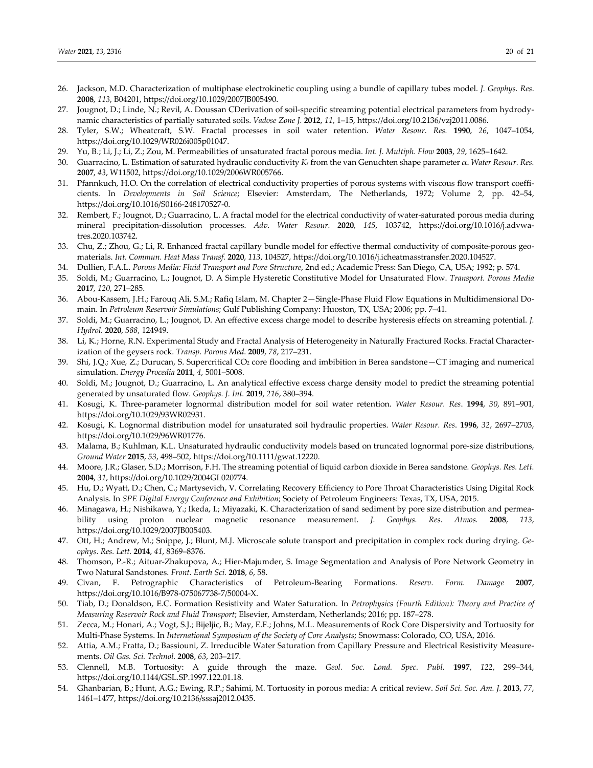26. Jackson, M.D. Characterization of multiphase electrokinetic coupling using a bundle of capillary tubes model. *J. Geophys. Res*. **2008**, *113*, B04201, https://doi.org/10.1029/2007JB005490.
27. Jougnot, D.; Linde, N.; Revil, A. Doussan CDerivation of soil-specific streaming potential electrical parameters from hydrodynamic characteristics of partially saturated soils. *Vadose Zone J.* **2012**, *11*, 1–15, https://doi.org/10.2136/vzj2011.0086.
28. Tyler, S.W.; Wheatcraft, S.W. Fractal processes in soil water retention. *Water Resour. Res.* **1990**, *26*, 1047–1054, https://doi.org/10.1029/WR026i005p01047.
29. Yu, B.; Li, J.; Li, Z.; Zou, M. Permeabilities of unsaturated fractal porous media. *Int. J. Multiph. Flow* **2003**, *29*, 1625–1642.
30. Guarracino, L. Estimation of saturated hydraulic conductivity $K_s$ from the van Genuchten shape parameter $\alpha$. *Water Resour. Res.* **2007**, *43*, W11502, https://doi.org/10.1029/2006WR005766.
31. Pfannkuch, H.O. On the correlation of electrical conductivity properties of porous systems with viscous flow transport coefficients. In *Developments in Soil Science*; Elsevier: Amsterdam, The Netherlands, 1972; Volume 2, pp. 42–54, https://doi.org/10.1016/S0166-248170527-0.
32. Rembert, F.; Jougnot, D.; Guarracino, L. A fractal model for the electrical conductivity of water-saturated porous media during mineral precipitation-dissolution processes. *Adv. Water Resour.* **2020**, *145*, 103742, https://doi.org/10.1016/j.advwatres.2020.103742.
33. Chu, Z.; Zhou, G.; Li, R. Enhanced fractal capillary bundle model for effective thermal conductivity of composite-porous geomaterials. *Int. Commun. Heat Mass Transf.* **2020**, *113*, 104527, https://doi.org/10.1016/j.icheatmasstransfer.2020.104527.
34. Dullien, F.A.L. *Porous Media: Fluid Transport and Pore Structure*, 2nd ed.; Academic Press: San Diego, CA, USA; 1992; p. 574.
35. Soldi, M.; Guarracino, L.; Jougnot, D. A Simple Hysteretic Constitutive Model for Unsaturated Flow. *Transport. Porous Media* **2017**, *120*, 271–285.
36. Abou-Kassem, J.H.; Farouq Ali, S.M.; Rafiq Islam, M. Chapter 2—Single-Phase Fluid Flow Equations in Multidimensional Domain. In *Petroleum Reservoir Simulations*; Gulf Publishing Company: Huoston, TX, USA; 2006; pp. 7–41.
37. Soldi, M.; Guarracino, L.; Jougnot, D. An effective excess charge model to describe hysteresis effects on streaming potential. *J. Hydrol.* **2020**, *588*, 124949.
38. Li, K.; Horne, R.N. Experimental Study and Fractal Analysis of Heterogeneity in Naturally Fractured Rocks. Fractal Characterization of the geysers rock. *Transp. Porous Med*. **2009**, *78*, 217–231.
39. Shi, J.Q.; Xue, Z.; Durucan, S. Supercritical $CO_2$ core flooding and imbibition in Berea sandstone—CT imaging and numerical simulation. *Energy Procedia* **2011**, *4*, 5001–5008.
40. Soldi, M.; Jougnot, D.; Guarracino, L. An analytical effective excess charge density model to predict the streaming potential generated by unsaturated flow. *Geophys. J. Int.* **2019**, *216*, 380–394.
41. Kosugi, K. Three-parameter lognormal distribution model for soil water retention. *Water Resour. Res*. **1994**, *30*, 891–901, https://doi.org/10.1029/93WR02931.
42. Kosugi, K. Lognormal distribution model for unsaturated soil hydraulic properties. *Water Resour. Res*. **1996**, *32*, 2697–2703, https://doi.org/10.1029/96WR01776.
43. Malama, B.; Kuhlman, K.L. Unsaturated hydraulic conductivity models based on truncated lognormal pore-size distributions, *Ground Water* **2015**, *53*, 498–502, https://doi.org/10.1111/gwat.12220.
44. Moore, J.R.; Glaser, S.D.; Morrison, F.H. The streaming potential of liquid carbon dioxide in Berea sandstone. *Geophys. Res. Lett.* **2004**, *31*, https://doi.org/10.1029/2004GL020774.
45. Hu, D.; Wyatt, D.; Chen, C.; Martysevich, V. Correlating Recovery Efficiency to Pore Throat Characteristics Using Digital Rock Analysis. In *SPE Digital Energy Conference and Exhibition*; Society of Petroleum Engineers: Texas, TX, USA, 2015.
46. Minagawa, H.; Nishikawa, Y.; Ikeda, I.; Miyazaki, K. Characterization of sand sediment by pore size distribution and permeability using proton nuclear magnetic resonance measurement. *J. Geophys. Res. Atmos.* **2008**, *113*, https://doi.org/10.1029/2007JB005403.
47. Ott, H.; Andrew, M.; Snippe, J.; Blunt, M.J. Microscale solute transport and precipitation in complex rock during drying. *Geophys. Res. Lett.* **2014**, *41*, 8369–8376.
48. Thomson, P.-R.; Aituar-Zhakupova, A.; Hier-Majumder, S. Image Segmentation and Analysis of Pore Network Geometry in Two Natural Sandstones. *Front. Earth Sci.* **2018**, *6*, 58.
49. Civan, F. Petrographic Characteristics of Petroleum-Bearing Formations. *Reserv. Form. Damage* **2007**, https://doi.org/10.1016/B978-075067738-7/50004-X.
50. Tiab, D.; Donaldson, E.C. Formation Resistivity and Water Saturation. In *Petrophysics (Fourth Edition): Theory and Practice of Measuring Reservoir Rock and Fluid Transport*; Elsevier, Amsterdam, Netherlands; 2016; pp. 187–278.
51. Zecca, M.; Honari, A.; Vogt, S.J.; Bijeljic, B.; May, E.F.; Johns, M.L. Measurements of Rock Core Dispersivity and Tortuosity for Multi-Phase Systems. In *International Symposium of the Society of Core Analysts*; Snowmass: Colorado, CO, USA, 2016.
52. Attia, A.M.; Fratta, D.; Bassiouni, Z. Irreducible Water Saturation from Capillary Pressure and Electrical Resistivity Measurements. *Oil Gas. Sci. Technol.* **2008**, *63*, 203–217.
53. Clennell, M.B. Tortuosity: A guide through the maze. *Geol. Soc. Lond. Spec. Publ.* **1997**, *122*, 299–344, https://doi.org/10.1144/GSL.SP.1997.122.01.18.
54. Ghanbarian, B.; Hunt, A.G.; Ewing, R.P.; Sahimi, M. Tortuosity in porous media: A critical review. *Soil Sci. Soc. Am. J.* **2013**, *77*, 1461–1477, https://doi.org/10.2136/sssaj2012.0435.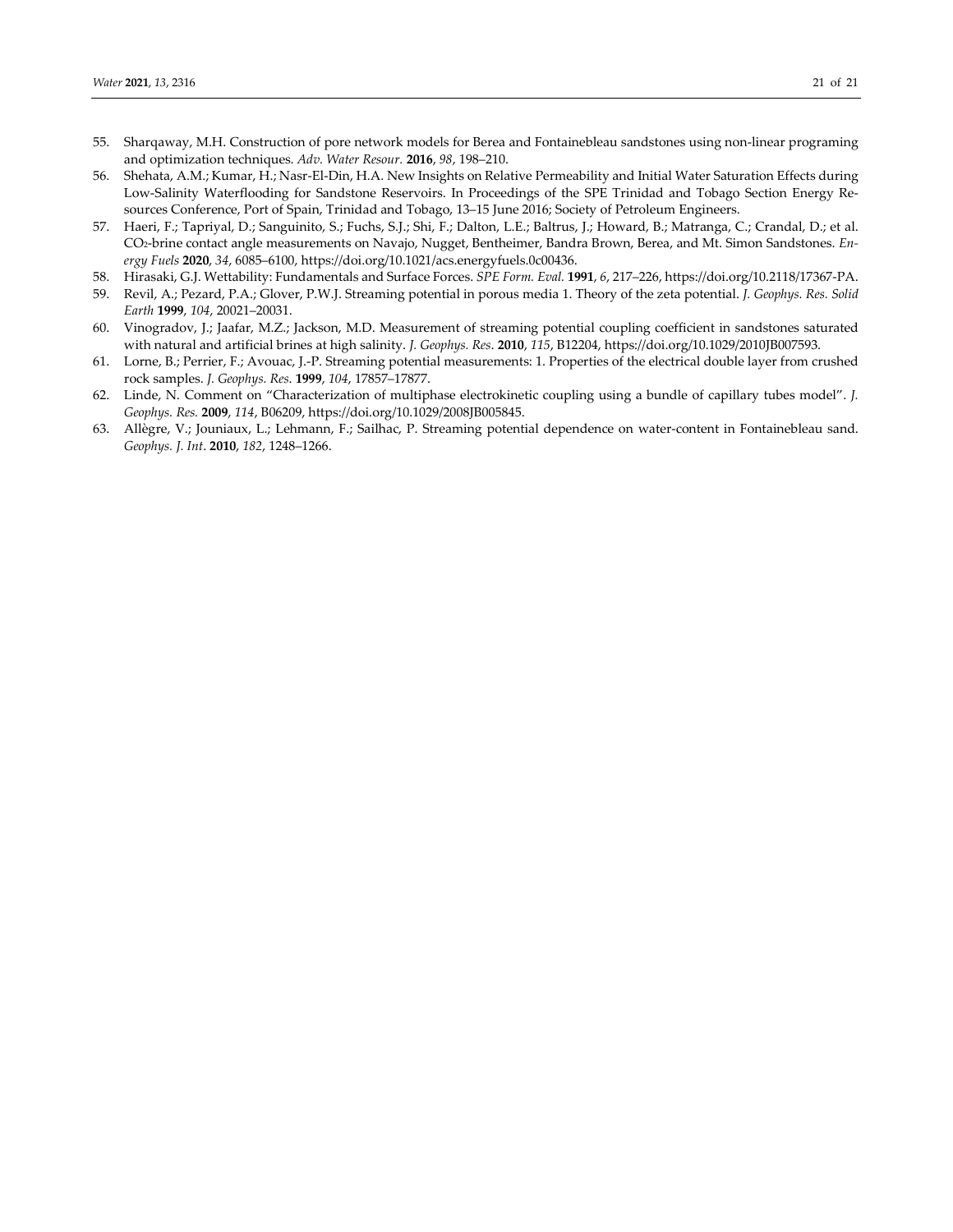55. Sharqaway, M.H. Construction of pore network models for Berea and Fontainebleau sandstones using non-linear programing and optimization techniques. *Adv. Water Resour.* **2016**, *98*, 198–210.
56. Shehata, A.M.; Kumar, H.; Nasr-El-Din, H.A. New Insights on Relative Permeability and Initial Water Saturation Effects during Low-Salinity Waterflooding for Sandstone Reservoirs. In Proceedings of the SPE Trinidad and Tobago Section Energy Resources Conference, Port of Spain, Trinidad and Tobago, 13–15 June 2016; Society of Petroleum Engineers.
57. Haeri, F.; Tapriyal, D.; Sanguinito, S.; Fuchs, S.J.; Shi, F.; Dalton, L.E.; Baltrus, J.; Howard, B.; Matranga, C.; Crandal, D.; et al. $CO_2$-brine contact angle measurements on Navajo, Nugget, Bentheimer, Bandra Brown, Berea, and Mt. Simon Sandstones. *Energy Fuels* **2020**, *34*, 6085–6100, https://doi.org/10.1021/acs.energyfuels.0c00436.
58. Hirasaki, G.J. Wettability: Fundamentals and Surface Forces. *SPE Form. Eval.* **1991**, *6*, 217–226, https://doi.org/10.2118/17367-PA.
59. Revil, A.; Pezard, P.A.; Glover, P.W.J. Streaming potential in porous media 1. Theory of the zeta potential. *J. Geophys. Res. Solid Earth* **1999**, *104*, 20021–20031.
60. Vinogradov, J.; Jaafar, M.Z.; Jackson, M.D. Measurement of streaming potential coupling coefficient in sandstones saturated with natural and artificial brines at high salinity. *J. Geophys. Res.* **2010**, *115*, B12204, https://doi.org/10.1029/2010JB007593.
61. Lorne, B.; Perrier, F.; Avouac, J.-P. Streaming potential measurements: 1. Properties of the electrical double layer from crushed rock samples. *J. Geophys. Res.* **1999**, *104*, 17857–17877.
62. Linde, N. Comment on “Characterization of multiphase electrokinetic coupling using a bundle of capillary tubes model”. *J. Geophys. Res.* **2009**, *114*, B06209, https://doi.org/10.1029/2008JB005845.
63. Allègre, V.; Jouniaux, L.; Lehmann, F.; Sailhac, P. Streaming potential dependence on water-content in Fontainebleau sand. *Geophys. J. Int.* **2010**, *182*, 1248–1266.